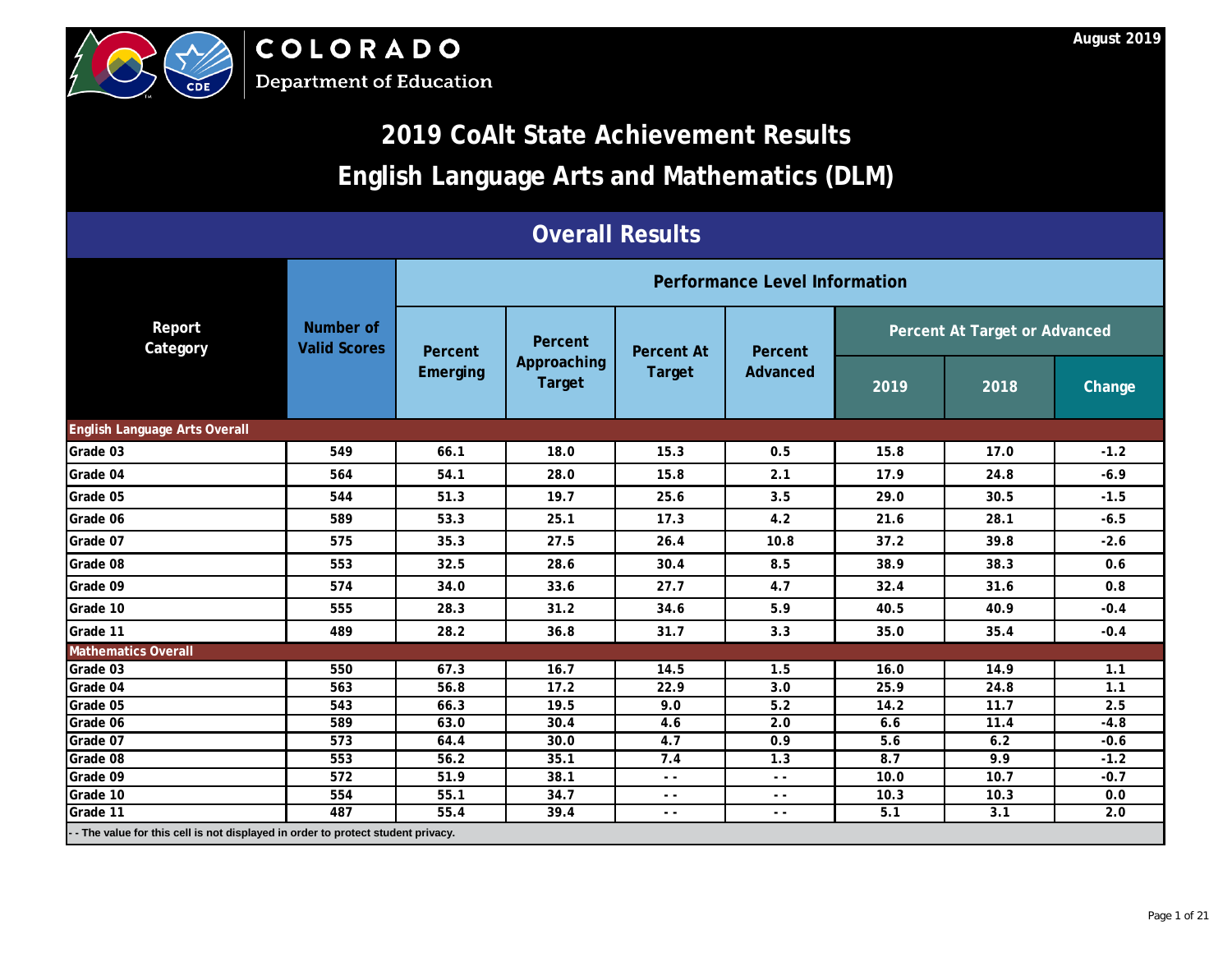COLORADO
Department of Education

August 2019

# 2019 CoAlt State Achievement Results
# English Language Arts and Mathematics (DLM)

## Overall Results

| Report Category | Number of Valid Scores | Performance Level Information | | | | | | |
|---|---|---|---|---|---|---|---|---|
| | | Percent Emerging | Percent Approaching Target | Percent At Target | Percent Advanced | Percent At Target or Advanced | | |
| | | | | | | 2019 | 2018 | Change |
| **English Language Arts Overall** | | | | | | | | |
| Grade 03 | 549 | 66.1 | 18.0 | 15.3 | 0.5 | 15.8 | 17.0 | -1.2 |
| Grade 04 | 564 | 54.1 | 28.0 | 15.8 | 2.1 | 17.9 | 24.8 | -6.9 |
| Grade 05 | 544 | 51.3 | 19.7 | 25.6 | 3.5 | 29.0 | 30.5 | -1.5 |
| Grade 06 | 589 | 53.3 | 25.1 | 17.3 | 4.2 | 21.6 | 28.1 | -6.5 |
| Grade 07 | 575 | 35.3 | 27.5 | 26.4 | 10.8 | 37.2 | 39.8 | -2.6 |
| Grade 08 | 553 | 32.5 | 28.6 | 30.4 | 8.5 | 38.9 | 38.3 | 0.6 |
| Grade 09 | 574 | 34.0 | 33.6 | 27.7 | 4.7 | 32.4 | 31.6 | 0.8 |
| Grade 10 | 555 | 28.3 | 31.2 | 34.6 | 5.9 | 40.5 | 40.9 | -0.4 |
| Grade 11 | 489 | 28.2 | 36.8 | 31.7 | 3.3 | 35.0 | 35.4 | -0.4 |
| **Mathematics Overall** | | | | | | | | |
| Grade 03 | 550 | 67.3 | 16.7 | 14.5 | 1.5 | 16.0 | 14.9 | 1.1 |
| Grade 04 | 563 | 56.8 | 17.2 | 22.9 | 3.0 | 25.9 | 24.8 | 1.1 |
| Grade 05 | 543 | 66.3 | 19.5 | 9.0 | 5.2 | 14.2 | 11.7 | 2.5 |
| Grade 06 | 589 | 63.0 | 30.4 | 4.6 | 2.0 | 6.6 | 11.4 | -4.8 |
| Grade 07 | 573 | 64.4 | 30.0 | 4.7 | 0.9 | 5.6 | 6.2 | -0.6 |
| Grade 08 | 553 | 56.2 | 35.1 | 7.4 | 1.3 | 8.7 | 9.9 | -1.2 |
| Grade 09 | 572 | 51.9 | 38.1 | - - | - - | 10.0 | 10.7 | -0.7 |
| Grade 10 | 554 | 55.1 | 34.7 | - - | - - | 10.3 | 10.3 | 0.0 |
| Grade 11 | 487 | 55.4 | 39.4 | - - | - - | 5.1 | 3.1 | 2.0 |

- - The value for this cell is not displayed in order to protect student privacy.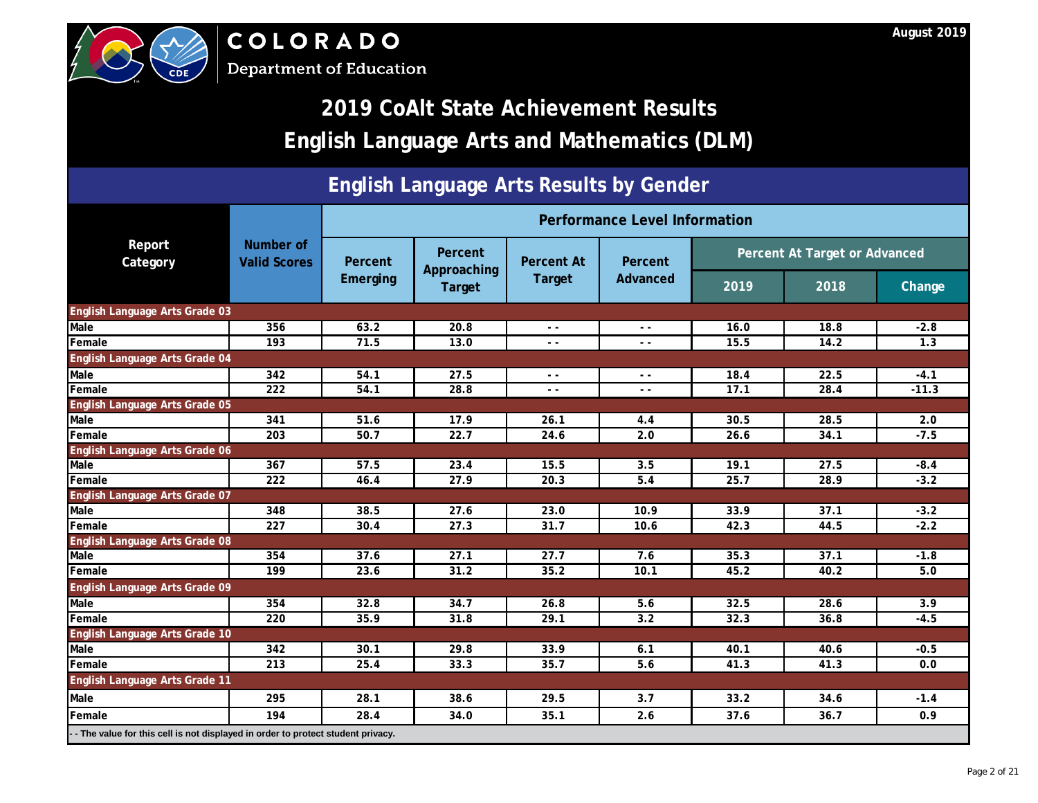COLORADO
Department of Education

August 2019

# 2019 CoAlt State Achievement Results
# English Language Arts and Mathematics (DLM)

## English Language Arts Results by Gender

| Report Category | Number of Valid Scores | Performance Level Information | | | | | | |
|---|---|---|---|---|---|---|---|---|
| | | Percent Emerging | Percent Approaching Target | Percent At Target | Percent Advanced | Percent At Target or Advanced | | |
| | | | | | | 2019 | 2018 | Change |
| **English Language Arts Grade 03** | | | | | | | | |
| Male | 356 | 63.2 | 20.8 | - - | - - | 16.0 | 18.8 | -2.8 |
| Female | 193 | 71.5 | 13.0 | - - | - - | 15.5 | 14.2 | 1.3 |
| **English Language Arts Grade 04** | | | | | | | | |
| Male | 342 | 54.1 | 27.5 | - - | - - | 18.4 | 22.5 | -4.1 |
| Female | 222 | 54.1 | 28.8 | - - | - - | 17.1 | 28.4 | -11.3 |
| **English Language Arts Grade 05** | | | | | | | | |
| Male | 341 | 51.6 | 17.9 | 26.1 | 4.4 | 30.5 | 28.5 | 2.0 |
| Female | 203 | 50.7 | 22.7 | 24.6 | 2.0 | 26.6 | 34.1 | -7.5 |
| **English Language Arts Grade 06** | | | | | | | | |
| Male | 367 | 57.5 | 23.4 | 15.5 | 3.5 | 19.1 | 27.5 | -8.4 |
| Female | 222 | 46.4 | 27.9 | 20.3 | 5.4 | 25.7 | 28.9 | -3.2 |
| **English Language Arts Grade 07** | | | | | | | | |
| Male | 348 | 38.5 | 27.6 | 23.0 | 10.9 | 33.9 | 37.1 | -3.2 |
| Female | 227 | 30.4 | 27.3 | 31.7 | 10.6 | 42.3 | 44.5 | -2.2 |
| **English Language Arts Grade 08** | | | | | | | | |
| Male | 354 | 37.6 | 27.1 | 27.7 | 7.6 | 35.3 | 37.1 | -1.8 |
| Female | 199 | 23.6 | 31.2 | 35.2 | 10.1 | 45.2 | 40.2 | 5.0 |
| **English Language Arts Grade 09** | | | | | | | | |
| Male | 354 | 32.8 | 34.7 | 26.8 | 5.6 | 32.5 | 28.6 | 3.9 |
| Female | 220 | 35.9 | 31.8 | 29.1 | 3.2 | 32.3 | 36.8 | -4.5 |
| **English Language Arts Grade 10** | | | | | | | | |
| Male | 342 | 30.1 | 29.8 | 33.9 | 6.1 | 40.1 | 40.6 | -0.5 |
| Female | 213 | 25.4 | 33.3 | 35.7 | 5.6 | 41.3 | 41.3 | 0.0 |
| **English Language Arts Grade 11** | | | | | | | | |
| Male | 295 | 28.1 | 38.6 | 29.5 | 3.7 | 33.2 | 34.6 | -1.4 |
| Female | 194 | 28.4 | 34.0 | 35.1 | 2.6 | 37.6 | 36.7 | 0.9 |

- - The value for this cell is not displayed in order to protect student privacy.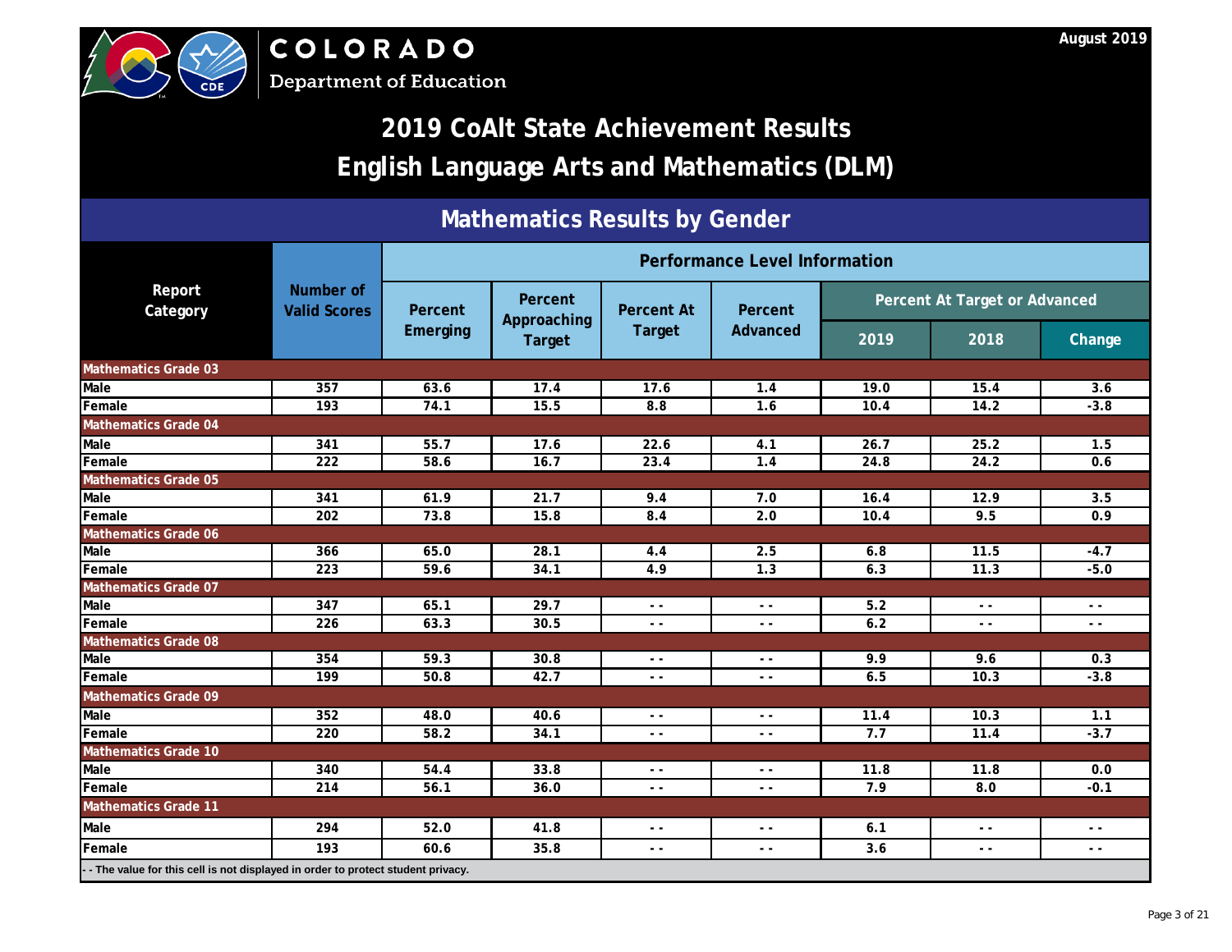COLORADO
Department of Education

August 2019

# 2019 CoAlt State Achievement Results
# English Language Arts and Mathematics (DLM)

## Mathematics Results by Gender

| Report Category | Number of Valid Scores | Performance Level Information | | | | | | |
|---|---|---|---|---|---|---|---|---|
| | | Percent Emerging | Percent Approaching Target | Percent At Target | Percent Advanced | Percent At Target or Advanced | | |
| | | | | | | 2019 | 2018 | Change |
| **Mathematics Grade 03** | | | | | | | | |
| Male | 357 | 63.6 | 17.4 | 17.6 | 1.4 | 19.0 | 15.4 | 3.6 |
| Female | 193 | 74.1 | 15.5 | 8.8 | 1.6 | 10.4 | 14.2 | -3.8 |
| **Mathematics Grade 04** | | | | | | | | |
| Male | 341 | 55.7 | 17.6 | 22.6 | 4.1 | 26.7 | 25.2 | 1.5 |
| Female | 222 | 58.6 | 16.7 | 23.4 | 1.4 | 24.8 | 24.2 | 0.6 |
| **Mathematics Grade 05** | | | | | | | | |
| Male | 341 | 61.9 | 21.7 | 9.4 | 7.0 | 16.4 | 12.9 | 3.5 |
| Female | 202 | 73.8 | 15.8 | 8.4 | 2.0 | 10.4 | 9.5 | 0.9 |
| **Mathematics Grade 06** | | | | | | | | |
| Male | 366 | 65.0 | 28.1 | 4.4 | 2.5 | 6.8 | 11.5 | -4.7 |
| Female | 223 | 59.6 | 34.1 | 4.9 | 1.3 | 6.3 | 11.3 | -5.0 |
| **Mathematics Grade 07** | | | | | | | | |
| Male | 347 | 65.1 | 29.7 | - - | - - | 5.2 | - - | - - |
| Female | 226 | 63.3 | 30.5 | - - | - - | 6.2 | - - | - - |
| **Mathematics Grade 08** | | | | | | | | |
| Male | 354 | 59.3 | 30.8 | - - | - - | 9.9 | 9.6 | 0.3 |
| Female | 199 | 50.8 | 42.7 | - - | - - | 6.5 | 10.3 | -3.8 |
| **Mathematics Grade 09** | | | | | | | | |
| Male | 352 | 48.0 | 40.6 | - - | - - | 11.4 | 10.3 | 1.1 |
| Female | 220 | 58.2 | 34.1 | - - | - - | 7.7 | 11.4 | -3.7 |
| **Mathematics Grade 10** | | | | | | | | |
| Male | 340 | 54.4 | 33.8 | - - | - - | 11.8 | 11.8 | 0.0 |
| Female | 214 | 56.1 | 36.0 | - - | - - | 7.9 | 8.0 | -0.1 |
| **Mathematics Grade 11** | | | | | | | | |
| Male | 294 | 52.0 | 41.8 | - - | - - | 6.1 | - - | - - |
| Female | 193 | 60.6 | 35.8 | - - | - - | 3.6 | - - | - - |

- - The value for this cell is not displayed in order to protect student privacy.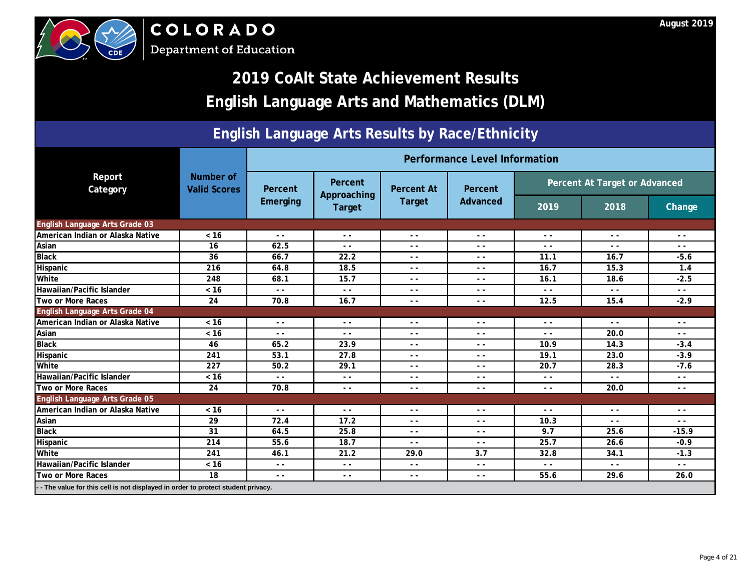COLORADO
Department of Education

August 2019

# 2019 CoAlt State Achievement Results
# English Language Arts and Mathematics (DLM)

## English Language Arts Results by Race/Ethnicity

| Report Category | Number of Valid Scores | Performance Level Information | | | | | | |
|---|---|---|---|---|---|---|---|---|
| | | Percent Emerging | Percent Approaching Target | Percent At Target | Percent Advanced | Percent At Target or Advanced | | |
| | | | | | | 2019 | 2018 | Change |
| **English Language Arts Grade 03** | | | | | | | | |
| American Indian or Alaska Native | < 16 | - - | - - | - - | - - | - - | - - | - - |
| Asian | 16 | 62.5 | - - | - - | - - | - - | - - | - - |
| Black | 36 | 66.7 | 22.2 | - - | - - | 11.1 | 16.7 | -5.6 |
| Hispanic | 216 | 64.8 | 18.5 | - - | - - | 16.7 | 15.3 | 1.4 |
| White | 248 | 68.1 | 15.7 | - - | - - | 16.1 | 18.6 | -2.5 |
| Hawaiian/Pacific Islander | < 16 | - - | - - | - - | - - | - - | - - | - - |
| Two or More Races | 24 | 70.8 | 16.7 | - - | - - | 12.5 | 15.4 | -2.9 |
| **English Language Arts Grade 04** | | | | | | | | |
| American Indian or Alaska Native | < 16 | - - | - - | - - | - - | - - | - - | - - |
| Asian | < 16 | - - | - - | - - | - - | - - | 20.0 | - - |
| Black | 46 | 65.2 | 23.9 | - - | - - | 10.9 | 14.3 | -3.4 |
| Hispanic | 241 | 53.1 | 27.8 | - - | - - | 19.1 | 23.0 | -3.9 |
| White | 227 | 50.2 | 29.1 | - - | - - | 20.7 | 28.3 | -7.6 |
| Hawaiian/Pacific Islander | < 16 | - - | - - | - - | - - | - - | - - | - - |
| Two or More Races | 24 | 70.8 | - - | - - | - - | - - | 20.0 | - - |
| **English Language Arts Grade 05** | | | | | | | | |
| American Indian or Alaska Native | < 16 | - - | - - | - - | - - | - - | - - | - - |
| Asian | 29 | 72.4 | 17.2 | - - | - - | 10.3 | - - | - - |
| Black | 31 | 64.5 | 25.8 | - - | - - | 9.7 | 25.6 | -15.9 |
| Hispanic | 214 | 55.6 | 18.7 | - - | - - | 25.7 | 26.6 | -0.9 |
| White | 241 | 46.1 | 21.2 | 29.0 | 3.7 | 32.8 | 34.1 | -1.3 |
| Hawaiian/Pacific Islander | < 16 | - - | - - | - - | - - | - - | - - | - - |
| Two or More Races | 18 | - - | - - | - - | - - | 55.6 | 29.6 | 26.0 |

- - The value for this cell is not displayed in order to protect student privacy.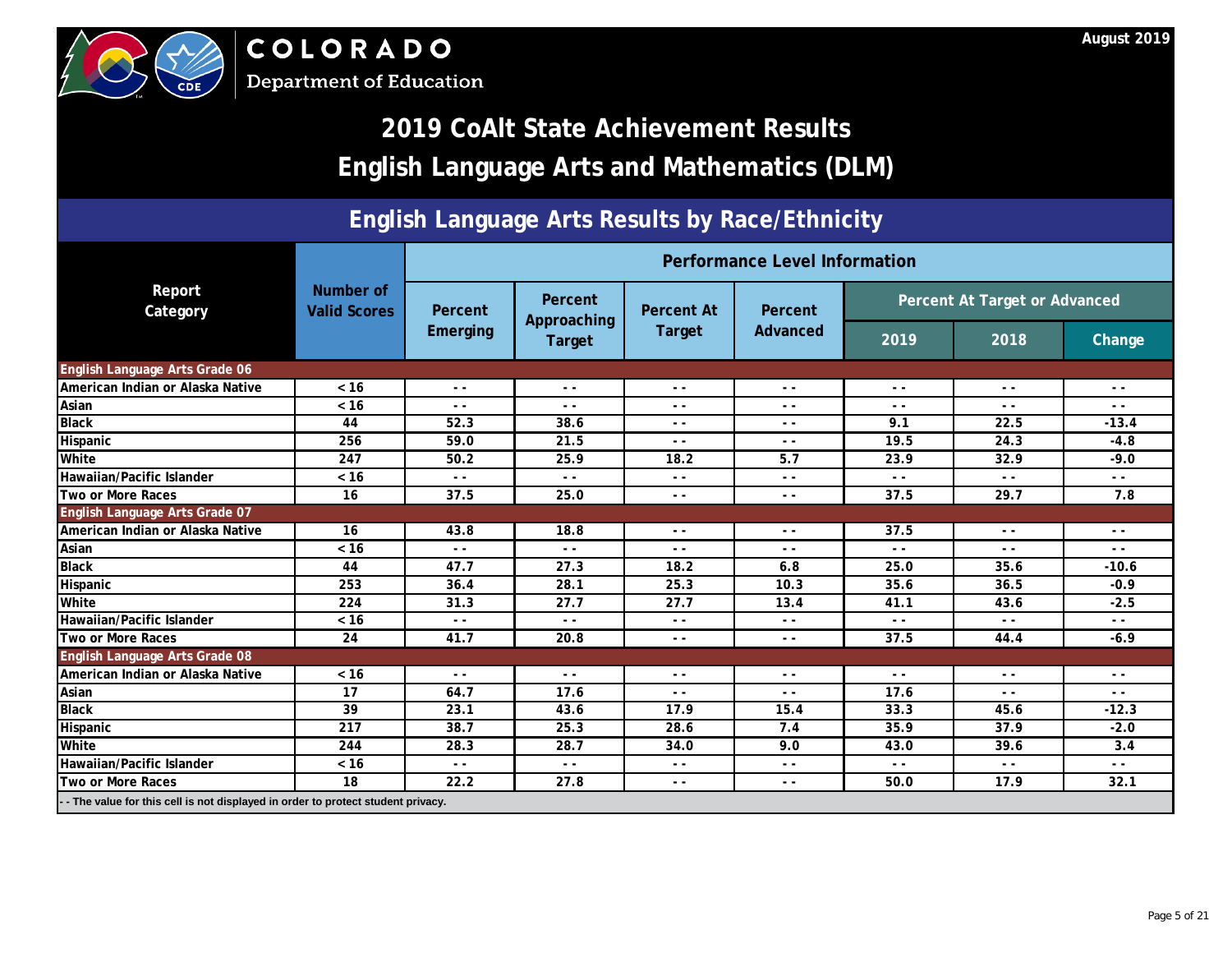COLORADO

Department of Education

August 2019

# 2019 CoAlt State Achievement Results

# English Language Arts and Mathematics (DLM)

## English Language Arts Results by Race/Ethnicity

| Report Category | Number of Valid Scores | Performance Level Information | | | | | | |
|---|---|---|---|---|---|---|---|---|
| | | Percent Emerging | Percent Approaching Target | Percent At Target | Percent Advanced | Percent At Target or Advanced | | |
| | | | | | | 2019 | 2018 | Change |
| **English Language Arts Grade 06** | | | | | | | | |
| American Indian or Alaska Native | < 16 | - - | - - | - - | - - | - - | - - | - - |
| Asian | < 16 | - - | - - | - - | - - | - - | - - | - - |
| Black | 44 | 52.3 | 38.6 | - - | - - | 9.1 | 22.5 | -13.4 |
| Hispanic | 256 | 59.0 | 21.5 | - - | - - | 19.5 | 24.3 | -4.8 |
| White | 247 | 50.2 | 25.9 | 18.2 | 5.7 | 23.9 | 32.9 | -9.0 |
| Hawaiian/Pacific Islander | < 16 | - - | - - | - - | - - | - - | - - | - - |
| Two or More Races | 16 | 37.5 | 25.0 | - - | - - | 37.5 | 29.7 | 7.8 |
| **English Language Arts Grade 07** | | | | | | | | |
| American Indian or Alaska Native | 16 | 43.8 | 18.8 | - - | - - | 37.5 | - - | - - |
| Asian | < 16 | - - | - - | - - | - - | - - | - - | - - |
| Black | 44 | 47.7 | 27.3 | 18.2 | 6.8 | 25.0 | 35.6 | -10.6 |
| Hispanic | 253 | 36.4 | 28.1 | 25.3 | 10.3 | 35.6 | 36.5 | -0.9 |
| White | 224 | 31.3 | 27.7 | 27.7 | 13.4 | 41.1 | 43.6 | -2.5 |
| Hawaiian/Pacific Islander | < 16 | - - | - - | - - | - - | - - | - - | - - |
| Two or More Races | 24 | 41.7 | 20.8 | - - | - - | 37.5 | 44.4 | -6.9 |
| **English Language Arts Grade 08** | | | | | | | | |
| American Indian or Alaska Native | < 16 | - - | - - | - - | - - | - - | - - | - - |
| Asian | 17 | 64.7 | 17.6 | - - | - - | 17.6 | - - | - - |
| Black | 39 | 23.1 | 43.6 | 17.9 | 15.4 | 33.3 | 45.6 | -12.3 |
| Hispanic | 217 | 38.7 | 25.3 | 28.6 | 7.4 | 35.9 | 37.9 | -2.0 |
| White | 244 | 28.3 | 28.7 | 34.0 | 9.0 | 43.0 | 39.6 | 3.4 |
| Hawaiian/Pacific Islander | < 16 | - - | - - | - - | - - | - - | - - | - - |
| Two or More Races | 18 | 22.2 | 27.8 | - - | - - | 50.0 | 17.9 | 32.1 |

- - The value for this cell is not displayed in order to protect student privacy.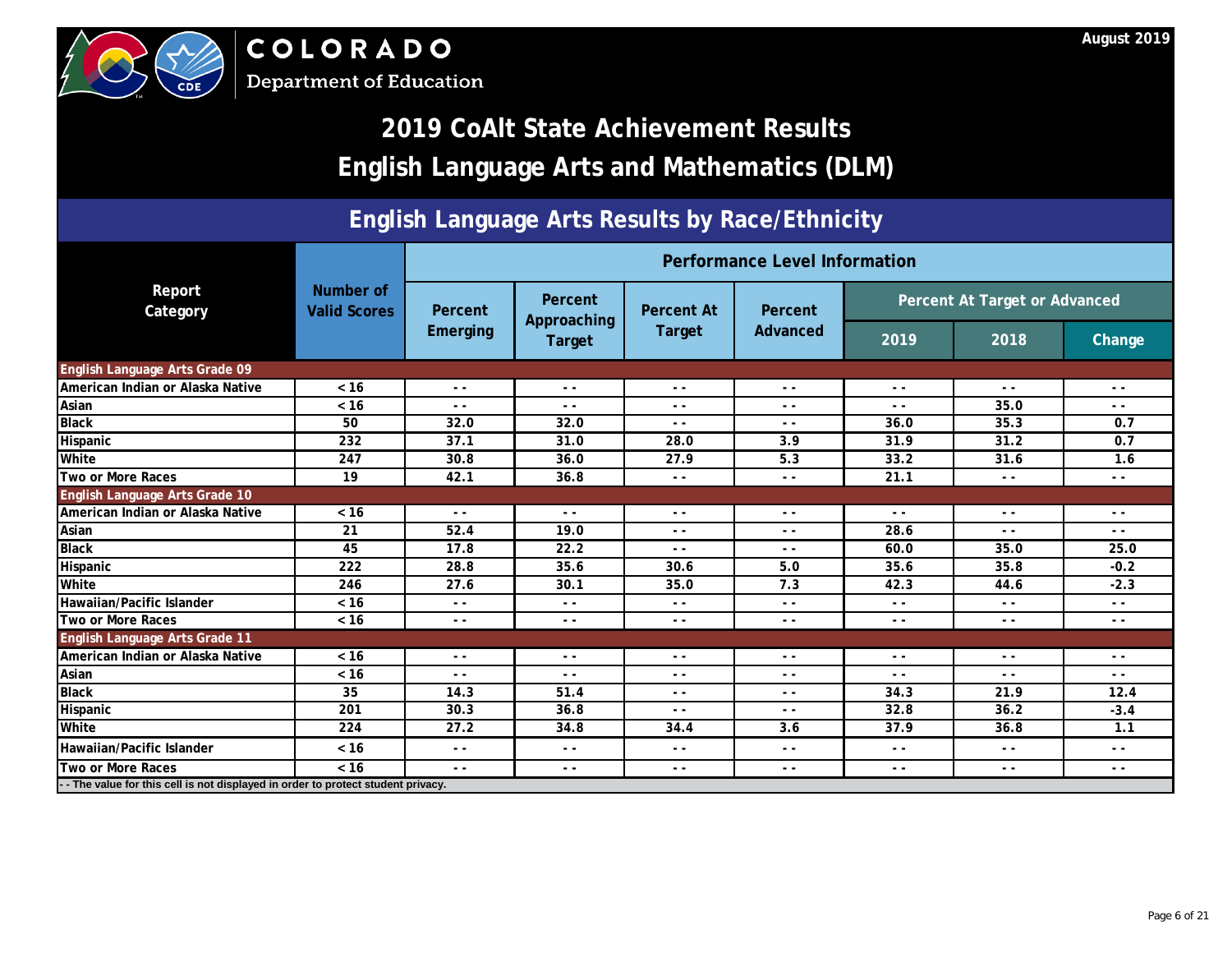COLORADO
Department of Education

August 2019

# 2019 CoAlt State Achievement Results
# English Language Arts and Mathematics (DLM)

## English Language Arts Results by Race/Ethnicity

| Report Category | Number of Valid Scores | Performance Level Information | | | | | | |
|---|---|---|---|---|---|---|---|---|
| | | Percent Emerging | Percent Approaching Target | Percent At Target | Percent Advanced | Percent At Target or Advanced | | |
| | | | | | | 2019 | 2018 | Change |
| **English Language Arts Grade 09** | | | | | | | | |
| American Indian or Alaska Native | < 16 | - - | - - | - - | - - | - - | - - | - - |
| Asian | < 16 | - - | - - | - - | - - | - - | 35.0 | - - |
| Black | 50 | 32.0 | 32.0 | - - | - - | 36.0 | 35.3 | 0.7 |
| Hispanic | 232 | 37.1 | 31.0 | 28.0 | 3.9 | 31.9 | 31.2 | 0.7 |
| White | 247 | 30.8 | 36.0 | 27.9 | 5.3 | 33.2 | 31.6 | 1.6 |
| Two or More Races | 19 | 42.1 | 36.8 | - - | - - | 21.1 | - - | - - |
| **English Language Arts Grade 10** | | | | | | | | |
| American Indian or Alaska Native | < 16 | - - | - - | - - | - - | - - | - - | - - |
| Asian | 21 | 52.4 | 19.0 | - - | - - | 28.6 | - - | - - |
| Black | 45 | 17.8 | 22.2 | - - | - - | 60.0 | 35.0 | 25.0 |
| Hispanic | 222 | 28.8 | 35.6 | 30.6 | 5.0 | 35.6 | 35.8 | -0.2 |
| White | 246 | 27.6 | 30.1 | 35.0 | 7.3 | 42.3 | 44.6 | -2.3 |
| Hawaiian/Pacific Islander | < 16 | - - | - - | - - | - - | - - | - - | - - |
| Two or More Races | < 16 | - - | - - | - - | - - | - - | - - | - - |
| **English Language Arts Grade 11** | | | | | | | | |
| American Indian or Alaska Native | < 16 | - - | - - | - - | - - | - - | - - | - - |
| Asian | < 16 | - - | - - | - - | - - | - - | - - | - - |
| Black | 35 | 14.3 | 51.4 | - - | - - | 34.3 | 21.9 | 12.4 |
| Hispanic | 201 | 30.3 | 36.8 | - - | - - | 32.8 | 36.2 | -3.4 |
| White | 224 | 27.2 | 34.8 | 34.4 | 3.6 | 37.9 | 36.8 | 1.1 |
| Hawaiian/Pacific Islander | < 16 | - - | - - | - - | - - | - - | - - | - - |
| Two or More Races | < 16 | - - | - - | - - | - - | - - | - - | - - |

- - The value for this cell is not displayed in order to protect student privacy.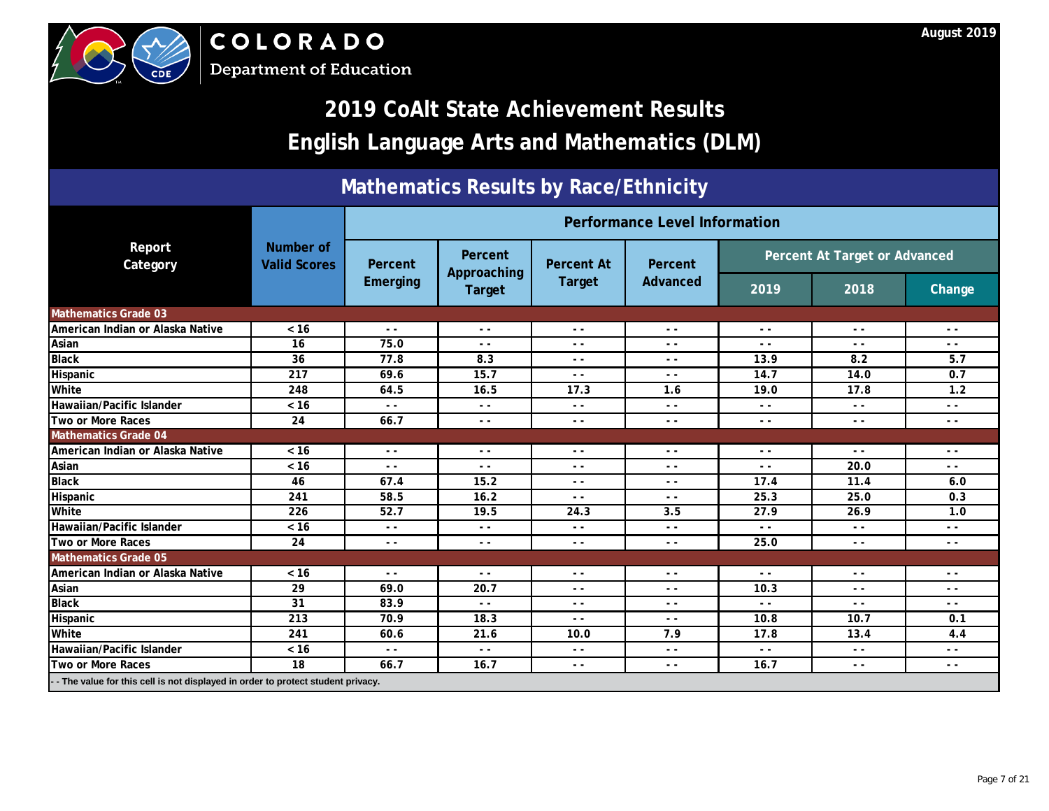COLORADO
Department of Education

August 2019

# 2019 CoAlt State Achievement Results
# English Language Arts and Mathematics (DLM)

## Mathematics Results by Race/Ethnicity

| Report Category | Number of Valid Scores | Performance Level Information | | | | | | |
|---|---|---|---|---|---|---|---|---|
| | | Percent Emerging | Percent Approaching Target | Percent At Target | Percent Advanced | Percent At Target or Advanced | | |
| | | | | | | 2019 | 2018 | Change |
| **Mathematics Grade 03** | | | | | | | | |
| American Indian or Alaska Native | < 16 | - - | - - | - - | - - | - - | - - | - - |
| Asian | 16 | 75.0 | - - | - - | - - | - - | - - | - - |
| Black | 36 | 77.8 | 8.3 | - - | - - | 13.9 | 8.2 | 5.7 |
| Hispanic | 217 | 69.6 | 15.7 | - - | - - | 14.7 | 14.0 | 0.7 |
| White | 248 | 64.5 | 16.5 | 17.3 | 1.6 | 19.0 | 17.8 | 1.2 |
| Hawaiian/Pacific Islander | < 16 | - - | - - | - - | - - | - - | - - | - - |
| Two or More Races | 24 | 66.7 | - - | - - | - - | - - | - - | - - |
| **Mathematics Grade 04** | | | | | | | | |
| American Indian or Alaska Native | < 16 | - - | - - | - - | - - | - - | - - | - - |
| Asian | < 16 | - - | - - | - - | - - | - - | 20.0 | - - |
| Black | 46 | 67.4 | 15.2 | - - | - - | 17.4 | 11.4 | 6.0 |
| Hispanic | 241 | 58.5 | 16.2 | - - | - - | 25.3 | 25.0 | 0.3 |
| White | 226 | 52.7 | 19.5 | 24.3 | 3.5 | 27.9 | 26.9 | 1.0 |
| Hawaiian/Pacific Islander | < 16 | - - | - - | - - | - - | - - | - - | - - |
| Two or More Races | 24 | - - | - - | - - | - - | 25.0 | - - | - - |
| **Mathematics Grade 05** | | | | | | | | |
| American Indian or Alaska Native | < 16 | - - | - - | - - | - - | - - | - - | - - |
| Asian | 29 | 69.0 | 20.7 | - - | - - | 10.3 | - - | - - |
| Black | 31 | 83.9 | - - | - - | - - | - - | - - | - - |
| Hispanic | 213 | 70.9 | 18.3 | - - | - - | 10.8 | 10.7 | 0.1 |
| White | 241 | 60.6 | 21.6 | 10.0 | 7.9 | 17.8 | 13.4 | 4.4 |
| Hawaiian/Pacific Islander | < 16 | - - | - - | - - | - - | - - | - - | - - |
| Two or More Races | 18 | 66.7 | 16.7 | - - | - - | 16.7 | - - | - - |

- - The value for this cell is not displayed in order to protect student privacy.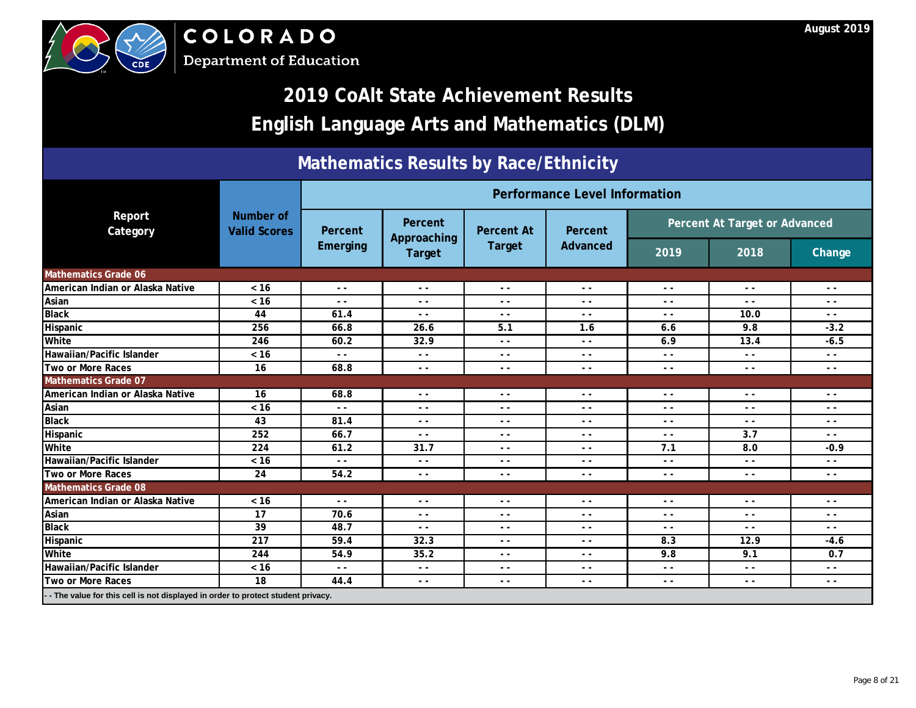COLORADO
Department of Education

August 2019

# 2019 CoAlt State Achievement Results
# English Language Arts and Mathematics (DLM)

## Mathematics Results by Race/Ethnicity

| Report Category | Number of Valid Scores | Performance Level Information | | | | | | |
|---|---|---|---|---|---|---|---|---|
| | | Percent Emerging | Percent Approaching Target | Percent At Target | Percent Advanced | Percent At Target or Advanced | | |
| | | | | | | 2019 | 2018 | Change |
| **Mathematics Grade 06** | | | | | | | | |
| American Indian or Alaska Native | < 16 | - - | - - | - - | - - | - - | - - | - - |
| Asian | < 16 | - - | - - | - - | - - | - - | - - | - - |
| Black | 44 | 61.4 | - - | - - | - - | - - | 10.0 | - - |
| Hispanic | 256 | 66.8 | 26.6 | 5.1 | 1.6 | 6.6 | 9.8 | -3.2 |
| White | 246 | 60.2 | 32.9 | - - | - - | 6.9 | 13.4 | -6.5 |
| Hawaiian/Pacific Islander | < 16 | - - | - - | - - | - - | - - | - - | - - |
| Two or More Races | 16 | 68.8 | - - | - - | - - | - - | - - | - - |
| **Mathematics Grade 07** | | | | | | | | |
| American Indian or Alaska Native | 16 | 68.8 | - - | - - | - - | - - | - - | - - |
| Asian | < 16 | - - | - - | - - | - - | - - | - - | - - |
| Black | 43 | 81.4 | - - | - - | - - | - - | - - | - - |
| Hispanic | 252 | 66.7 | - - | - - | - - | - - | 3.7 | - - |
| White | 224 | 61.2 | 31.7 | - - | - - | 7.1 | 8.0 | -0.9 |
| Hawaiian/Pacific Islander | < 16 | - - | - - | - - | - - | - - | - - | - - |
| Two or More Races | 24 | 54.2 | - - | - - | - - | - - | - - | - - |
| **Mathematics Grade 08** | | | | | | | | |
| American Indian or Alaska Native | < 16 | - - | - - | - - | - - | - - | - - | - - |
| Asian | 17 | 70.6 | - - | - - | - - | - - | - - | - - |
| Black | 39 | 48.7 | - - | - - | - - | - - | - - | - - |
| Hispanic | 217 | 59.4 | 32.3 | - - | - - | 8.3 | 12.9 | -4.6 |
| White | 244 | 54.9 | 35.2 | - - | - - | 9.8 | 9.1 | 0.7 |
| Hawaiian/Pacific Islander | < 16 | - - | - - | - - | - - | - - | - - | - - |
| Two or More Races | 18 | 44.4 | - - | - - | - - | - - | - - | - - |

- - The value for this cell is not displayed in order to protect student privacy.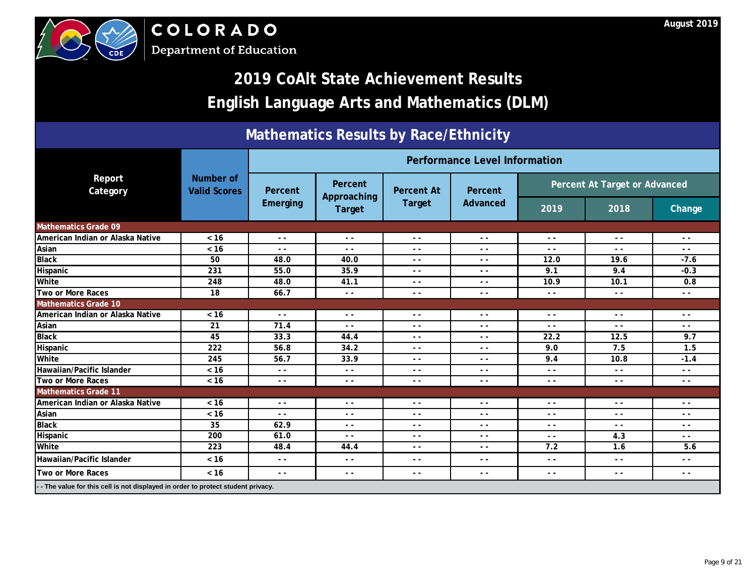COLORADO Department of Education

August 2019

# 2019 CoAlt State Achievement Results
# English Language Arts and Mathematics (DLM)

## Mathematics Results by Race/Ethnicity

| Report Category | Number of Valid Scores | Performance Level Information | | | | | | |
|---|---|---|---|---|---|---|---|---|
| | | Percent Emerging | Percent Approaching Target | Percent At Target | Percent Advanced | Percent At Target or Advanced | | |
| | | | | | | 2019 | 2018 | Change |
| **Mathematics Grade 09** | | | | | | | | |
| American Indian or Alaska Native | < 16 | - - | - - | - - | - - | - - | - - | - - |
| Asian | < 16 | - - | - - | - - | - - | - - | - - | - - |
| Black | 50 | 48.0 | 40.0 | - - | - - | 12.0 | 19.6 | -7.6 |
| Hispanic | 231 | 55.0 | 35.9 | - - | - - | 9.1 | 9.4 | -0.3 |
| White | 248 | 48.0 | 41.1 | - - | - - | 10.9 | 10.1 | 0.8 |
| Two or More Races | 18 | 66.7 | - - | - - | - - | - - | - - | - - |
| **Mathematics Grade 10** | | | | | | | | |
| American Indian or Alaska Native | < 16 | - - | - - | - - | - - | - - | - - | - - |
| Asian | 21 | 71.4 | - - | - - | - - | - - | - - | - - |
| Black | 45 | 33.3 | 44.4 | - - | - - | 22.2 | 12.5 | 9.7 |
| Hispanic | 222 | 56.8 | 34.2 | - - | - - | 9.0 | 7.5 | 1.5 |
| White | 245 | 56.7 | 33.9 | - - | - - | 9.4 | 10.8 | -1.4 |
| Hawaiian/Pacific Islander | < 16 | - - | - - | - - | - - | - - | - - | - - |
| Two or More Races | < 16 | - - | - - | - - | - - | - - | - - | - - |
| **Mathematics Grade 11** | | | | | | | | |
| American Indian or Alaska Native | < 16 | - - | - - | - - | - - | - - | - - | - - |
| Asian | < 16 | - - | - - | - - | - - | - - | - - | - - |
| Black | 35 | 62.9 | - - | - - | - - | - - | - - | - - |
| Hispanic | 200 | 61.0 | - - | - - | - - | - - | 4.3 | - - |
| White | 223 | 48.4 | 44.4 | - - | - - | 7.2 | 1.6 | 5.6 |
| Hawaiian/Pacific Islander | < 16 | - - | - - | - - | - - | - - | - - | - - |
| Two or More Races | < 16 | - - | - - | - - | - - | - - | - - | - - |

- - The value for this cell is not displayed in order to protect student privacy.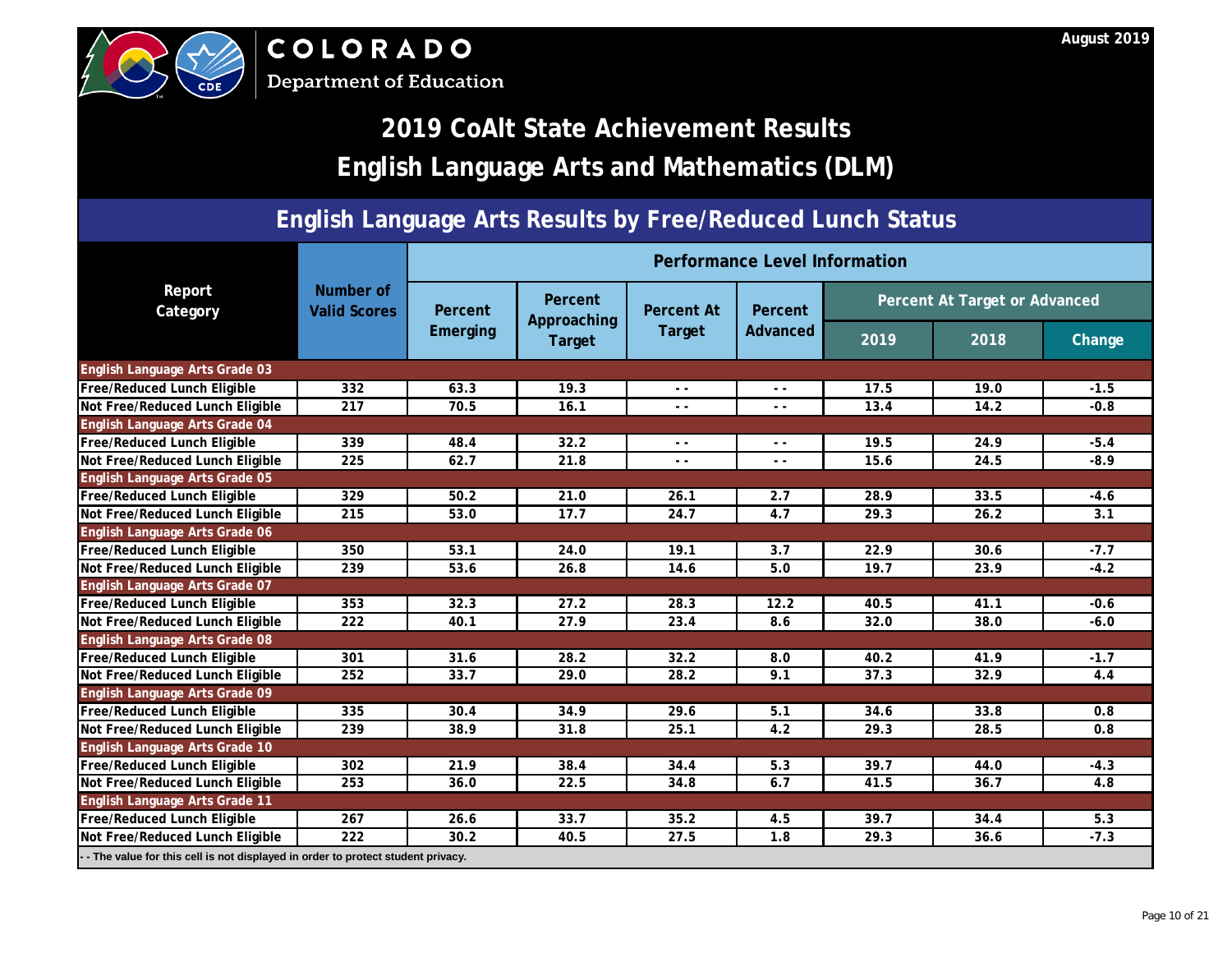COLORADO
Department of Education

August 2019

# 2019 CoAlt State Achievement Results
# English Language Arts and Mathematics (DLM)

## English Language Arts Results by Free/Reduced Lunch Status

| Report Category | Number of Valid Scores | Performance Level Information | | | | | | |
|---|---|---|---|---|---|---|---|---|
| | | Percent Emerging | Percent Approaching Target | Percent At Target | Percent Advanced | Percent At Target or Advanced | | |
| | | | | | | 2019 | 2018 | Change |
| **English Language Arts Grade 03** | | | | | | | | |
| Free/Reduced Lunch Eligible | 332 | 63.3 | 19.3 | - - | - - | 17.5 | 19.0 | -1.5 |
| Not Free/Reduced Lunch Eligible | 217 | 70.5 | 16.1 | - - | - - | 13.4 | 14.2 | -0.8 |
| **English Language Arts Grade 04** | | | | | | | | |
| Free/Reduced Lunch Eligible | 339 | 48.4 | 32.2 | - - | - - | 19.5 | 24.9 | -5.4 |
| Not Free/Reduced Lunch Eligible | 225 | 62.7 | 21.8 | - - | - - | 15.6 | 24.5 | -8.9 |
| **English Language Arts Grade 05** | | | | | | | | |
| Free/Reduced Lunch Eligible | 329 | 50.2 | 21.0 | 26.1 | 2.7 | 28.9 | 33.5 | -4.6 |
| Not Free/Reduced Lunch Eligible | 215 | 53.0 | 17.7 | 24.7 | 4.7 | 29.3 | 26.2 | 3.1 |
| **English Language Arts Grade 06** | | | | | | | | |
| Free/Reduced Lunch Eligible | 350 | 53.1 | 24.0 | 19.1 | 3.7 | 22.9 | 30.6 | -7.7 |
| Not Free/Reduced Lunch Eligible | 239 | 53.6 | 26.8 | 14.6 | 5.0 | 19.7 | 23.9 | -4.2 |
| **English Language Arts Grade 07** | | | | | | | | |
| Free/Reduced Lunch Eligible | 353 | 32.3 | 27.2 | 28.3 | 12.2 | 40.5 | 41.1 | -0.6 |
| Not Free/Reduced Lunch Eligible | 222 | 40.1 | 27.9 | 23.4 | 8.6 | 32.0 | 38.0 | -6.0 |
| **English Language Arts Grade 08** | | | | | | | | |
| Free/Reduced Lunch Eligible | 301 | 31.6 | 28.2 | 32.2 | 8.0 | 40.2 | 41.9 | -1.7 |
| Not Free/Reduced Lunch Eligible | 252 | 33.7 | 29.0 | 28.2 | 9.1 | 37.3 | 32.9 | 4.4 |
| **English Language Arts Grade 09** | | | | | | | | |
| Free/Reduced Lunch Eligible | 335 | 30.4 | 34.9 | 29.6 | 5.1 | 34.6 | 33.8 | 0.8 |
| Not Free/Reduced Lunch Eligible | 239 | 38.9 | 31.8 | 25.1 | 4.2 | 29.3 | 28.5 | 0.8 |
| **English Language Arts Grade 10** | | | | | | | | |
| Free/Reduced Lunch Eligible | 302 | 21.9 | 38.4 | 34.4 | 5.3 | 39.7 | 44.0 | -4.3 |
| Not Free/Reduced Lunch Eligible | 253 | 36.0 | 22.5 | 34.8 | 6.7 | 41.5 | 36.7 | 4.8 |
| **English Language Arts Grade 11** | | | | | | | | |
| Free/Reduced Lunch Eligible | 267 | 26.6 | 33.7 | 35.2 | 4.5 | 39.7 | 34.4 | 5.3 |
| Not Free/Reduced Lunch Eligible | 222 | 30.2 | 40.5 | 27.5 | 1.8 | 29.3 | 36.6 | -7.3 |

- - The value for this cell is not displayed in order to protect student privacy.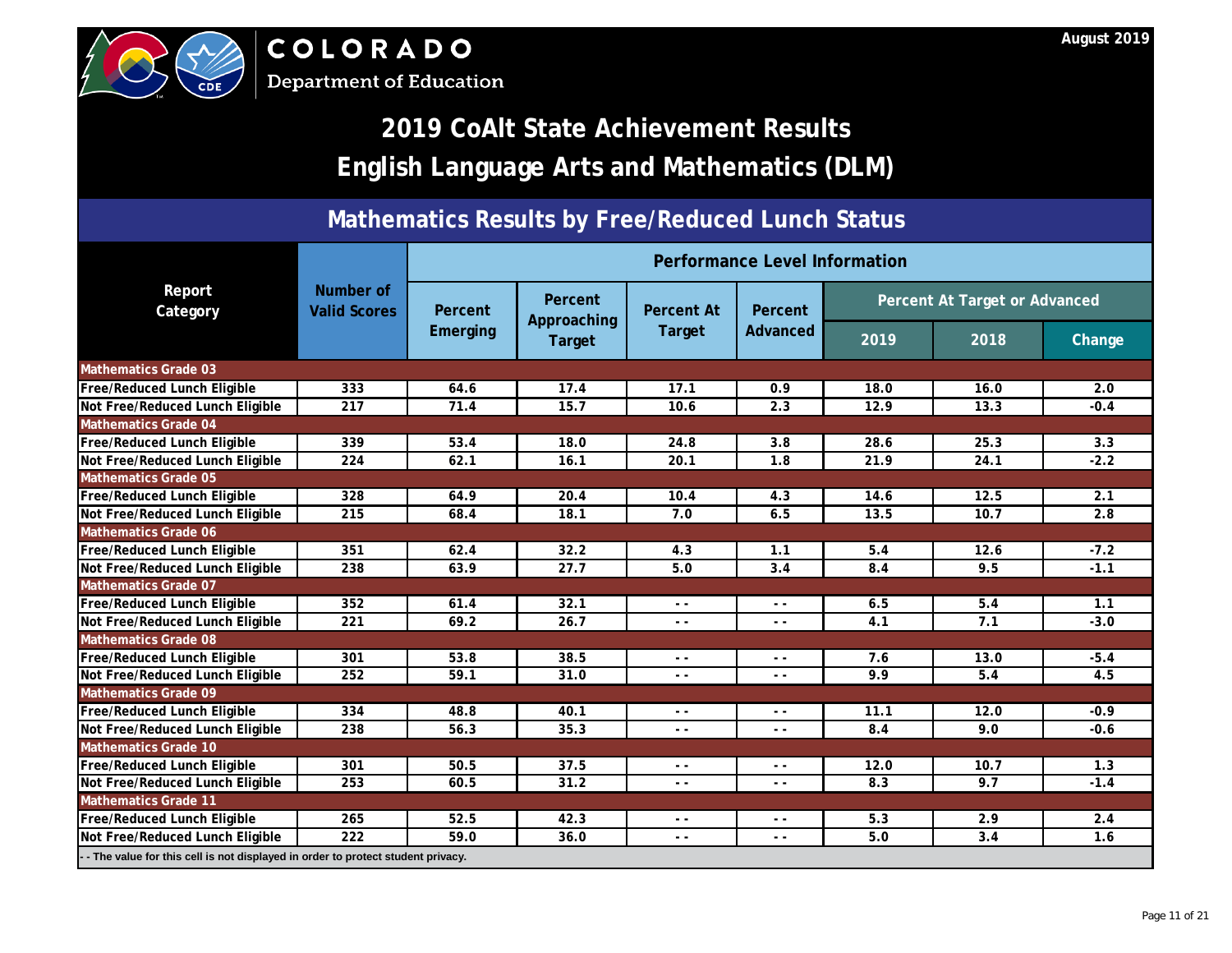COLORADO
Department of Education

August 2019

# 2019 CoAlt State Achievement Results
# English Language Arts and Mathematics (DLM)

## Mathematics Results by Free/Reduced Lunch Status

| Report Category | Number of Valid Scores | Performance Level Information | | | | | | |
|---|---|---|---|---|---|---|---|---|
| | | Percent Emerging | Percent Approaching Target | Percent At Target | Percent Advanced | Percent At Target or Advanced | | |
| | | | | | | 2019 | 2018 | Change |
| **Mathematics Grade 03** | | | | | | | | |
| Free/Reduced Lunch Eligible | 333 | 64.6 | 17.4 | 17.1 | 0.9 | 18.0 | 16.0 | 2.0 |
| Not Free/Reduced Lunch Eligible | 217 | 71.4 | 15.7 | 10.6 | 2.3 | 12.9 | 13.3 | -0.4 |
| **Mathematics Grade 04** | | | | | | | | |
| Free/Reduced Lunch Eligible | 339 | 53.4 | 18.0 | 24.8 | 3.8 | 28.6 | 25.3 | 3.3 |
| Not Free/Reduced Lunch Eligible | 224 | 62.1 | 16.1 | 20.1 | 1.8 | 21.9 | 24.1 | -2.2 |
| **Mathematics Grade 05** | | | | | | | | |
| Free/Reduced Lunch Eligible | 328 | 64.9 | 20.4 | 10.4 | 4.3 | 14.6 | 12.5 | 2.1 |
| Not Free/Reduced Lunch Eligible | 215 | 68.4 | 18.1 | 7.0 | 6.5 | 13.5 | 10.7 | 2.8 |
| **Mathematics Grade 06** | | | | | | | | |
| Free/Reduced Lunch Eligible | 351 | 62.4 | 32.2 | 4.3 | 1.1 | 5.4 | 12.6 | -7.2 |
| Not Free/Reduced Lunch Eligible | 238 | 63.9 | 27.7 | 5.0 | 3.4 | 8.4 | 9.5 | -1.1 |
| **Mathematics Grade 07** | | | | | | | | |
| Free/Reduced Lunch Eligible | 352 | 61.4 | 32.1 | - - | - - | 6.5 | 5.4 | 1.1 |
| Not Free/Reduced Lunch Eligible | 221 | 69.2 | 26.7 | - - | - - | 4.1 | 7.1 | -3.0 |
| **Mathematics Grade 08** | | | | | | | | |
| Free/Reduced Lunch Eligible | 301 | 53.8 | 38.5 | - - | - - | 7.6 | 13.0 | -5.4 |
| Not Free/Reduced Lunch Eligible | 252 | 59.1 | 31.0 | - - | - - | 9.9 | 5.4 | 4.5 |
| **Mathematics Grade 09** | | | | | | | | |
| Free/Reduced Lunch Eligible | 334 | 48.8 | 40.1 | - - | - - | 11.1 | 12.0 | -0.9 |
| Not Free/Reduced Lunch Eligible | 238 | 56.3 | 35.3 | - - | - - | 8.4 | 9.0 | -0.6 |
| **Mathematics Grade 10** | | | | | | | | |
| Free/Reduced Lunch Eligible | 301 | 50.5 | 37.5 | - - | - - | 12.0 | 10.7 | 1.3 |
| Not Free/Reduced Lunch Eligible | 253 | 60.5 | 31.2 | - - | - - | 8.3 | 9.7 | -1.4 |
| **Mathematics Grade 11** | | | | | | | | |
| Free/Reduced Lunch Eligible | 265 | 52.5 | 42.3 | - - | - - | 5.3 | 2.9 | 2.4 |
| Not Free/Reduced Lunch Eligible | 222 | 59.0 | 36.0 | - - | - - | 5.0 | 3.4 | 1.6 |

- - The value for this cell is not displayed in order to protect student privacy.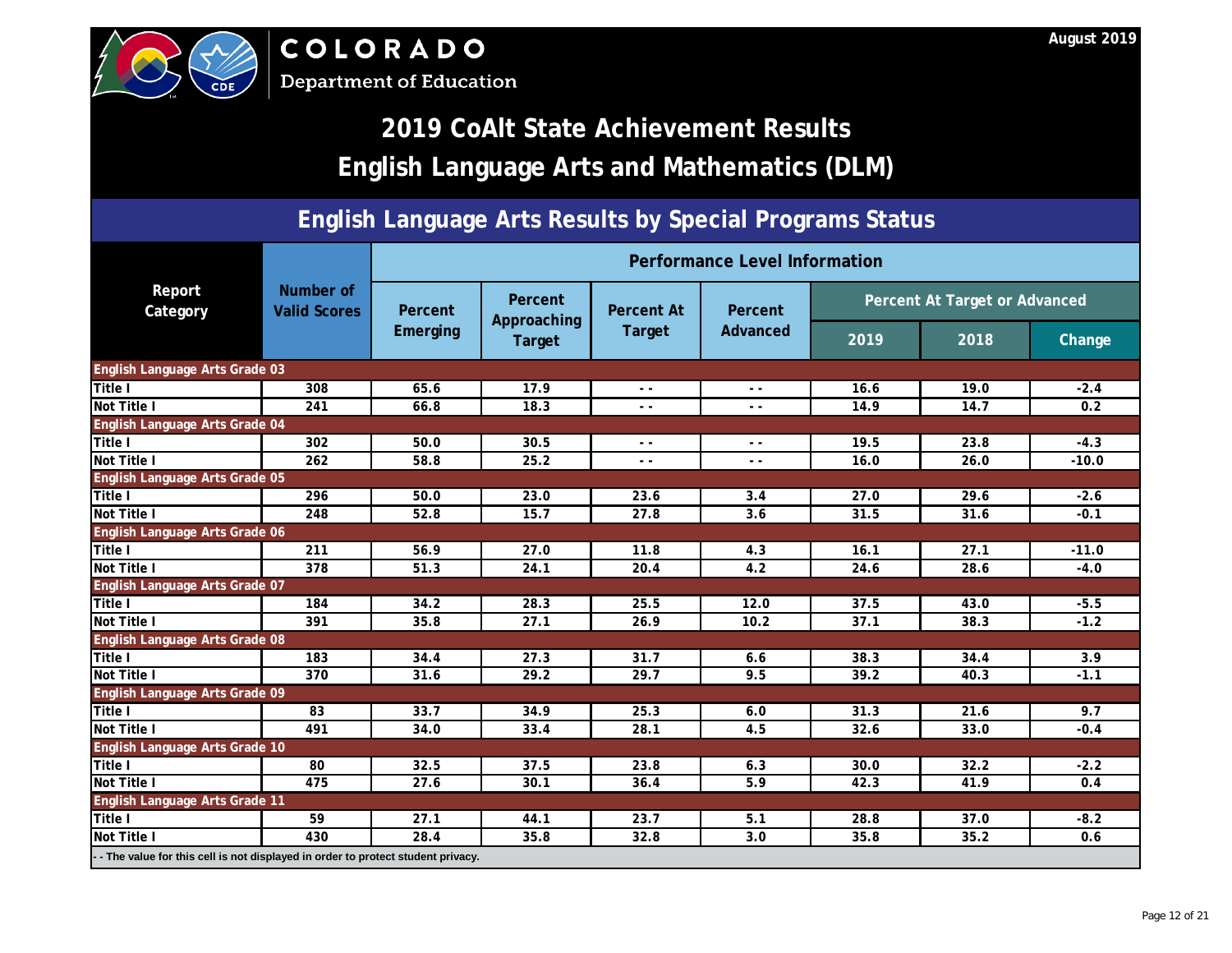COLORADO
Department of Education

August 2019

# 2019 CoAlt State Achievement Results

# English Language Arts and Mathematics (DLM)

## English Language Arts Results by Special Programs Status

| Report Category | Number of Valid Scores | Performance Level Information | | | | | | |
|---|---|---|---|---|---|---|---|---|
| | | Percent Emerging | Percent Approaching Target | Percent At Target | Percent Advanced | Percent At Target or Advanced | | |
| | | | | | | 2019 | 2018 | Change |
| **English Language Arts Grade 03** | | | | | | | | |
| Title I | 308 | 65.6 | 17.9 | - - | - - | 16.6 | 19.0 | -2.4 |
| Not Title I | 241 | 66.8 | 18.3 | - - | - - | 14.9 | 14.7 | 0.2 |
| **English Language Arts Grade 04** | | | | | | | | |
| Title I | 302 | 50.0 | 30.5 | - - | - - | 19.5 | 23.8 | -4.3 |
| Not Title I | 262 | 58.8 | 25.2 | - - | - - | 16.0 | 26.0 | -10.0 |
| **English Language Arts Grade 05** | | | | | | | | |
| Title I | 296 | 50.0 | 23.0 | 23.6 | 3.4 | 27.0 | 29.6 | -2.6 |
| Not Title I | 248 | 52.8 | 15.7 | 27.8 | 3.6 | 31.5 | 31.6 | -0.1 |
| **English Language Arts Grade 06** | | | | | | | | |
| Title I | 211 | 56.9 | 27.0 | 11.8 | 4.3 | 16.1 | 27.1 | -11.0 |
| Not Title I | 378 | 51.3 | 24.1 | 20.4 | 4.2 | 24.6 | 28.6 | -4.0 |
| **English Language Arts Grade 07** | | | | | | | | |
| Title I | 184 | 34.2 | 28.3 | 25.5 | 12.0 | 37.5 | 43.0 | -5.5 |
| Not Title I | 391 | 35.8 | 27.1 | 26.9 | 10.2 | 37.1 | 38.3 | -1.2 |
| **English Language Arts Grade 08** | | | | | | | | |
| Title I | 183 | 34.4 | 27.3 | 31.7 | 6.6 | 38.3 | 34.4 | 3.9 |
| Not Title I | 370 | 31.6 | 29.2 | 29.7 | 9.5 | 39.2 | 40.3 | -1.1 |
| **English Language Arts Grade 09** | | | | | | | | |
| Title I | 83 | 33.7 | 34.9 | 25.3 | 6.0 | 31.3 | 21.6 | 9.7 |
| Not Title I | 491 | 34.0 | 33.4 | 28.1 | 4.5 | 32.6 | 33.0 | -0.4 |
| **English Language Arts Grade 10** | | | | | | | | |
| Title I | 80 | 32.5 | 37.5 | 23.8 | 6.3 | 30.0 | 32.2 | -2.2 |
| Not Title I | 475 | 27.6 | 30.1 | 36.4 | 5.9 | 42.3 | 41.9 | 0.4 |
| **English Language Arts Grade 11** | | | | | | | | |
| Title I | 59 | 27.1 | 44.1 | 23.7 | 5.1 | 28.8 | 37.0 | -8.2 |
| Not Title I | 430 | 28.4 | 35.8 | 32.8 | 3.0 | 35.8 | 35.2 | 0.6 |

- - The value for this cell is not displayed in order to protect student privacy.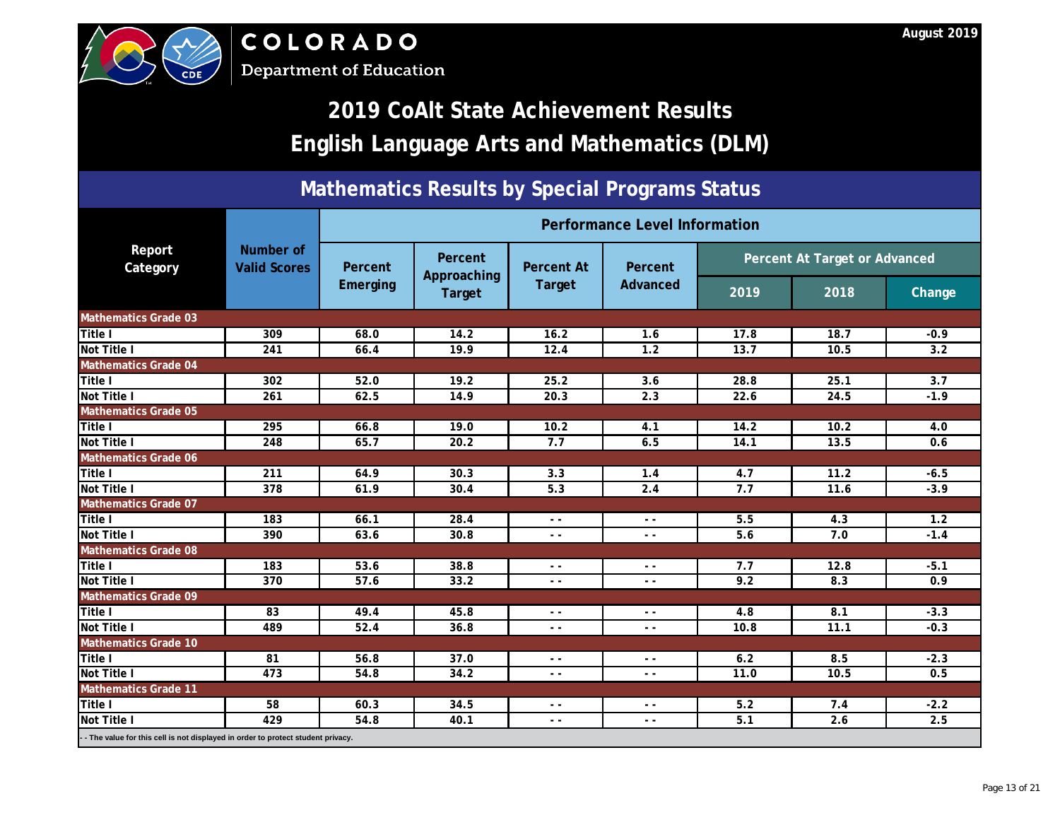COLORADO
Department of Education

August 2019

# 2019 CoAlt State Achievement Results
# English Language Arts and Mathematics (DLM)

## Mathematics Results by Special Programs Status

| Report Category | Number of Valid Scores | Performance Level Information | | | | | | |
|---|---|---|---|---|---|---|---|---|
| | | Percent Emerging | Percent Approaching Target | Percent At Target | Percent Advanced | Percent At Target or Advanced | | |
| | | | | | | 2019 | 2018 | Change |
| **Mathematics Grade 03** | | | | | | | | |
| Title I | 309 | 68.0 | 14.2 | 16.2 | 1.6 | 17.8 | 18.7 | -0.9 |
| Not Title I | 241 | 66.4 | 19.9 | 12.4 | 1.2 | 13.7 | 10.5 | 3.2 |
| **Mathematics Grade 04** | | | | | | | | |
| Title I | 302 | 52.0 | 19.2 | 25.2 | 3.6 | 28.8 | 25.1 | 3.7 |
| Not Title I | 261 | 62.5 | 14.9 | 20.3 | 2.3 | 22.6 | 24.5 | -1.9 |
| **Mathematics Grade 05** | | | | | | | | |
| Title I | 295 | 66.8 | 19.0 | 10.2 | 4.1 | 14.2 | 10.2 | 4.0 |
| Not Title I | 248 | 65.7 | 20.2 | 7.7 | 6.5 | 14.1 | 13.5 | 0.6 |
| **Mathematics Grade 06** | | | | | | | | |
| Title I | 211 | 64.9 | 30.3 | 3.3 | 1.4 | 4.7 | 11.2 | -6.5 |
| Not Title I | 378 | 61.9 | 30.4 | 5.3 | 2.4 | 7.7 | 11.6 | -3.9 |
| **Mathematics Grade 07** | | | | | | | | |
| Title I | 183 | 66.1 | 28.4 | - - | - - | 5.5 | 4.3 | 1.2 |
| Not Title I | 390 | 63.6 | 30.8 | - - | - - | 5.6 | 7.0 | -1.4 |
| **Mathematics Grade 08** | | | | | | | | |
| Title I | 183 | 53.6 | 38.8 | - - | - - | 7.7 | 12.8 | -5.1 |
| Not Title I | 370 | 57.6 | 33.2 | - - | - - | 9.2 | 8.3 | 0.9 |
| **Mathematics Grade 09** | | | | | | | | |
| Title I | 83 | 49.4 | 45.8 | - - | - - | 4.8 | 8.1 | -3.3 |
| Not Title I | 489 | 52.4 | 36.8 | - - | - - | 10.8 | 11.1 | -0.3 |
| **Mathematics Grade 10** | | | | | | | | |
| Title I | 81 | 56.8 | 37.0 | - - | - - | 6.2 | 8.5 | -2.3 |
| Not Title I | 473 | 54.8 | 34.2 | - - | - - | 11.0 | 10.5 | 0.5 |
| **Mathematics Grade 11** | | | | | | | | |
| Title I | 58 | 60.3 | 34.5 | - - | - - | 5.2 | 7.4 | -2.2 |
| Not Title I | 429 | 54.8 | 40.1 | - - | - - | 5.1 | 2.6 | 2.5 |

- - The value for this cell is not displayed in order to protect student privacy.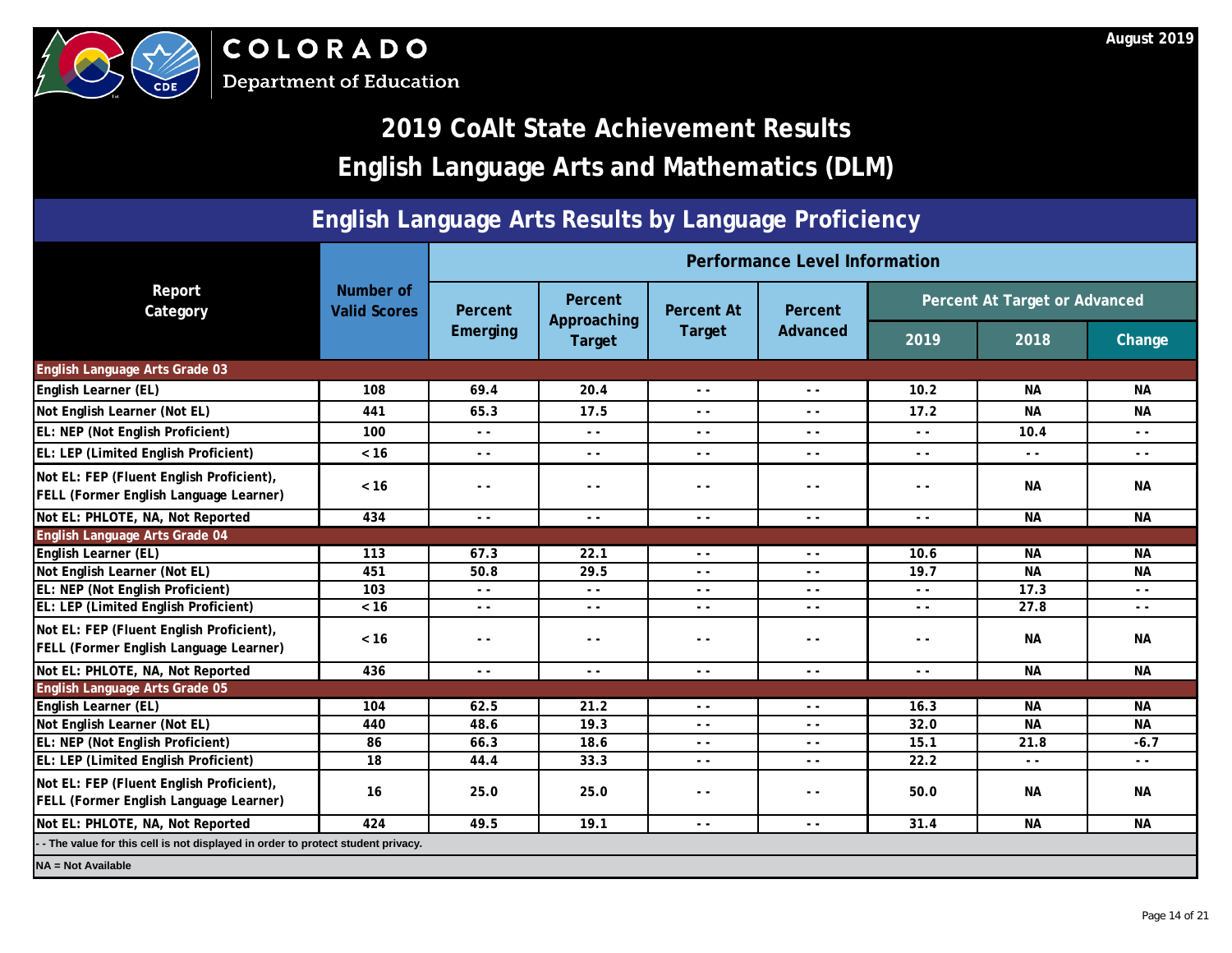COLORADO
Department of Education

August 2019

# 2019 CoAlt State Achievement Results
# English Language Arts and Mathematics (DLM)

## English Language Arts Results by Language Proficiency

| Report Category | Number of Valid Scores | Performance Level Information | | | | | | |
|---|---|---|---|---|---|---|---|---|
| | | Percent Emerging | Percent Approaching Target | Percent At Target | Percent Advanced | Percent At Target or Advanced | | |
| | | | | | | 2019 | 2018 | Change |
| **English Language Arts Grade 03** | | | | | | | | |
| English Learner (EL) | 108 | 69.4 | 20.4 | - - | - - | 10.2 | NA | NA |
| Not English Learner (Not EL) | 441 | 65.3 | 17.5 | - - | - - | 17.2 | NA | NA |
| EL: NEP (Not English Proficient) | 100 | - - | - - | - - | - - | - - | 10.4 | - - |
| EL: LEP (Limited English Proficient) | < 16 | - - | - - | - - | - - | - - | - - | - - |
| Not EL: FEP (Fluent English Proficient), FELL (Former English Language Learner) | < 16 | - - | - - | - - | - - | - - | NA | NA |
| Not EL: PHLOTE, NA, Not Reported | 434 | - - | - - | - - | - - | - - | NA | NA |
| **English Language Arts Grade 04** | | | | | | | | |
| English Learner (EL) | 113 | 67.3 | 22.1 | - - | - - | 10.6 | NA | NA |
| Not English Learner (Not EL) | 451 | 50.8 | 29.5 | - - | - - | 19.7 | NA | NA |
| EL: NEP (Not English Proficient) | 103 | - - | - - | - - | - - | - - | 17.3 | - - |
| EL: LEP (Limited English Proficient) | < 16 | - - | - - | - - | - - | - - | 27.8 | - - |
| Not EL: FEP (Fluent English Proficient), FELL (Former English Language Learner) | < 16 | - - | - - | - - | - - | - - | NA | NA |
| Not EL: PHLOTE, NA, Not Reported | 436 | - - | - - | - - | - - | - - | NA | NA |
| **English Language Arts Grade 05** | | | | | | | | |
| English Learner (EL) | 104 | 62.5 | 21.2 | - - | - - | 16.3 | NA | NA |
| Not English Learner (Not EL) | 440 | 48.6 | 19.3 | - - | - - | 32.0 | NA | NA |
| EL: NEP (Not English Proficient) | 86 | 66.3 | 18.6 | - - | - - | 15.1 | 21.8 | -6.7 |
| EL: LEP (Limited English Proficient) | 18 | 44.4 | 33.3 | - - | - - | 22.2 | - - | - - |
| Not EL: FEP (Fluent English Proficient), FELL (Former English Language Learner) | 16 | 25.0 | 25.0 | - - | - - | 50.0 | NA | NA |
| Not EL: PHLOTE, NA, Not Reported | 424 | 49.5 | 19.1 | - - | - - | 31.4 | NA | NA |

- - The value for this cell is not displayed in order to protect student privacy.

NA = Not Available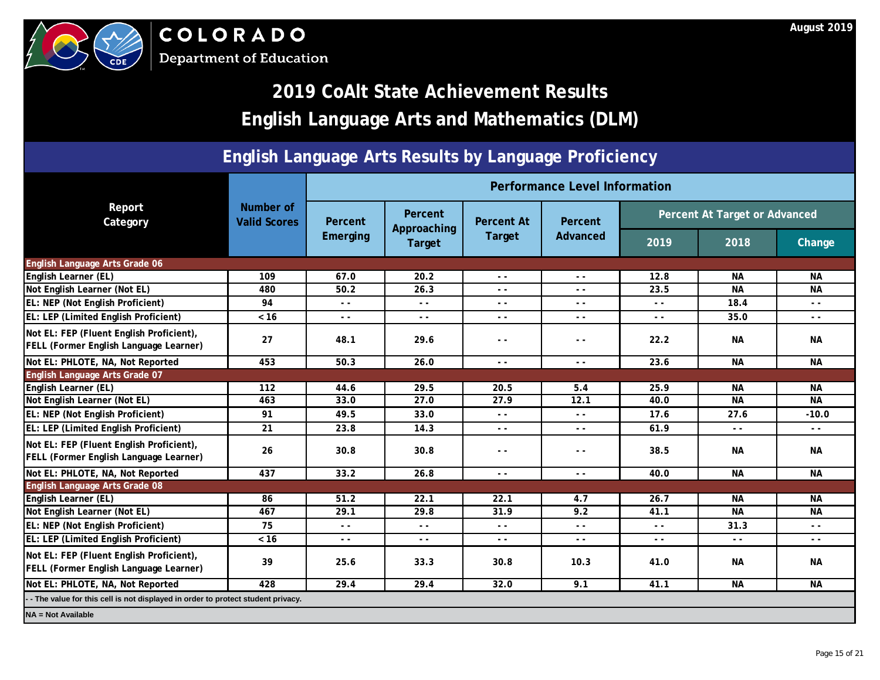COLORADO
Department of Education

August 2019

# 2019 CoAlt State Achievement Results
# English Language Arts and Mathematics (DLM)

## English Language Arts Results by Language Proficiency

| Report Category | Number of Valid Scores | Performance Level Information | | | | | | |
|---|---|---|---|---|---|---|---|---|
| | | Percent Emerging | Percent Approaching Target | Percent At Target | Percent Advanced | Percent At Target or Advanced | | |
| | | | | | | 2019 | 2018 | Change |
| **English Language Arts Grade 06** | | | | | | | | |
| English Learner (EL) | 109 | 67.0 | 20.2 | - - | - - | 12.8 | NA | NA |
| Not English Learner (Not EL) | 480 | 50.2 | 26.3 | - - | - - | 23.5 | NA | NA |
| EL: NEP (Not English Proficient) | 94 | - - | - - | - - | - - | - - | 18.4 | - - |
| EL: LEP (Limited English Proficient) | < 16 | - - | - - | - - | - - | - - | 35.0 | - - |
| Not EL: FEP (Fluent English Proficient), FELL (Former English Language Learner) | 27 | 48.1 | 29.6 | - - | - - | 22.2 | NA | NA |
| Not EL: PHLOTE, NA, Not Reported | 453 | 50.3 | 26.0 | - - | - - | 23.6 | NA | NA |
| **English Language Arts Grade 07** | | | | | | | | |
| English Learner (EL) | 112 | 44.6 | 29.5 | 20.5 | 5.4 | 25.9 | NA | NA |
| Not English Learner (Not EL) | 463 | 33.0 | 27.0 | 27.9 | 12.1 | 40.0 | NA | NA |
| EL: NEP (Not English Proficient) | 91 | 49.5 | 33.0 | - - | - - | 17.6 | 27.6 | -10.0 |
| EL: LEP (Limited English Proficient) | 21 | 23.8 | 14.3 | - - | - - | 61.9 | - - | - - |
| Not EL: FEP (Fluent English Proficient), FELL (Former English Language Learner) | 26 | 30.8 | 30.8 | - - | - - | 38.5 | NA | NA |
| Not EL: PHLOTE, NA, Not Reported | 437 | 33.2 | 26.8 | - - | - - | 40.0 | NA | NA |
| **English Language Arts Grade 08** | | | | | | | | |
| English Learner (EL) | 86 | 51.2 | 22.1 | 22.1 | 4.7 | 26.7 | NA | NA |
| Not English Learner (Not EL) | 467 | 29.1 | 29.8 | 31.9 | 9.2 | 41.1 | NA | NA |
| EL: NEP (Not English Proficient) | 75 | - - | - - | - - | - - | - - | 31.3 | - - |
| EL: LEP (Limited English Proficient) | < 16 | - - | - - | - - | - - | - - | - - | - - |
| Not EL: FEP (Fluent English Proficient), FELL (Former English Language Learner) | 39 | 25.6 | 33.3 | 30.8 | 10.3 | 41.0 | NA | NA |
| Not EL: PHLOTE, NA, Not Reported | 428 | 29.4 | 29.4 | 32.0 | 9.1 | 41.1 | NA | NA |

- - The value for this cell is not displayed in order to protect student privacy.

NA = Not Available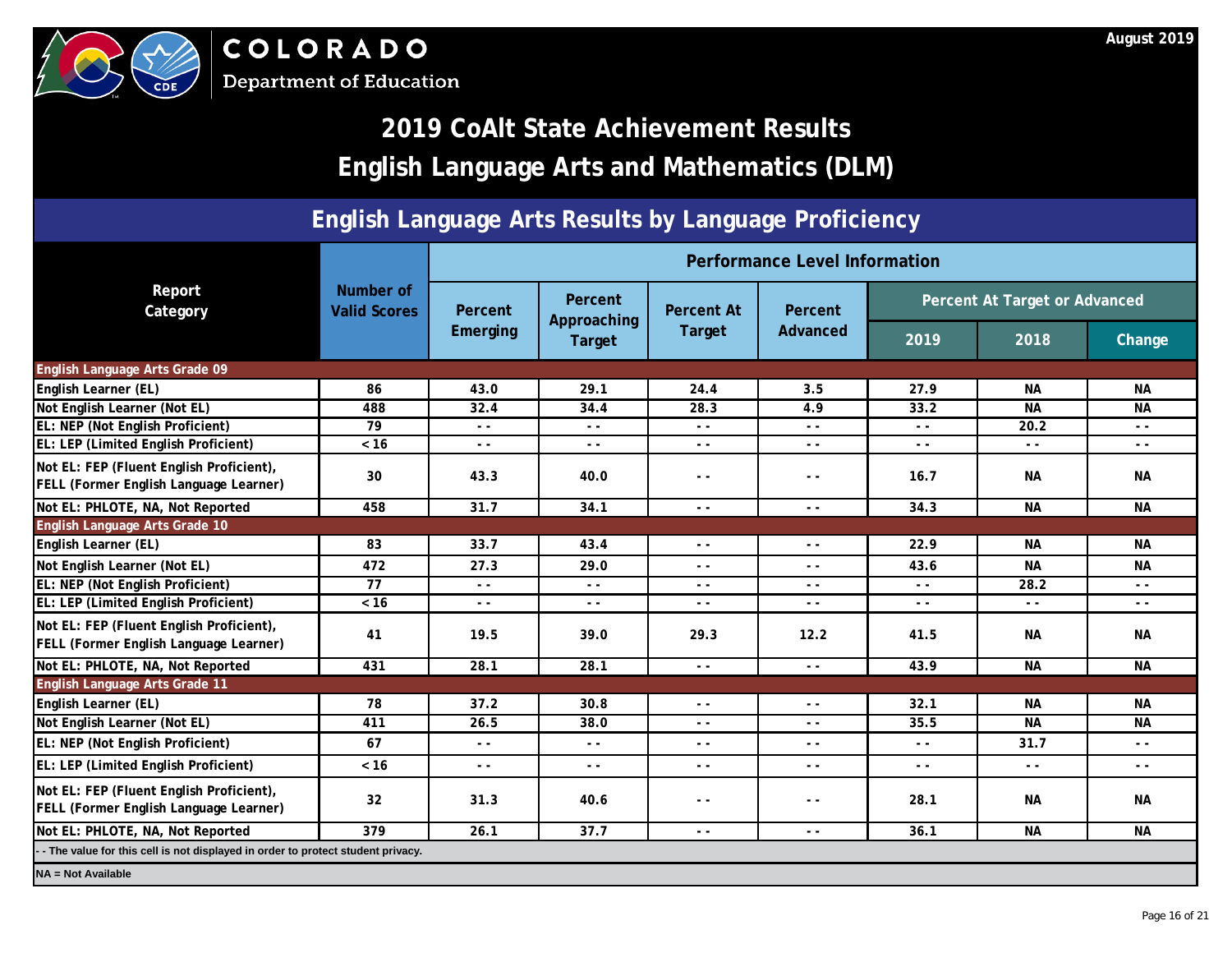COLORADO Department of Education

August 2019

# 2019 CoAlt State Achievement Results

# English Language Arts and Mathematics (DLM)

## English Language Arts Results by Language Proficiency

| Report Category | Number of Valid Scores | Performance Level Information | | | | | | |
|---|---|---|---|---|---|---|---|---|
| | | Percent Emerging | Percent Approaching Target | Percent At Target | Percent Advanced | Percent At Target or Advanced | | |
| | | | | | | 2019 | 2018 | Change |
| **English Language Arts Grade 09** | | | | | | | | |
| English Learner (EL) | 86 | 43.0 | 29.1 | 24.4 | 3.5 | 27.9 | NA | NA |
| Not English Learner (Not EL) | 488 | 32.4 | 34.4 | 28.3 | 4.9 | 33.2 | NA | NA |
| EL: NEP (Not English Proficient) | 79 | - - | - - | - - | - - | - - | 20.2 | - - |
| EL: LEP (Limited English Proficient) | < 16 | - - | - - | - - | - - | - - | - - | - - |
| Not EL: FEP (Fluent English Proficient), FELL (Former English Language Learner) | 30 | 43.3 | 40.0 | - - | - - | 16.7 | NA | NA |
| Not EL: PHLOTE, NA, Not Reported | 458 | 31.7 | 34.1 | - - | - - | 34.3 | NA | NA |
| **English Language Arts Grade 10** | | | | | | | | |
| English Learner (EL) | 83 | 33.7 | 43.4 | - - | - - | 22.9 | NA | NA |
| Not English Learner (Not EL) | 472 | 27.3 | 29.0 | - - | - - | 43.6 | NA | NA |
| EL: NEP (Not English Proficient) | 77 | - - | - - | - - | - - | - - | 28.2 | - - |
| EL: LEP (Limited English Proficient) | < 16 | - - | - - | - - | - - | - - | - - | - - |
| Not EL: FEP (Fluent English Proficient), FELL (Former English Language Learner) | 41 | 19.5 | 39.0 | 29.3 | 12.2 | 41.5 | NA | NA |
| Not EL: PHLOTE, NA, Not Reported | 431 | 28.1 | 28.1 | - - | - - | 43.9 | NA | NA |
| **English Language Arts Grade 11** | | | | | | | | |
| English Learner (EL) | 78 | 37.2 | 30.8 | - - | - - | 32.1 | NA | NA |
| Not English Learner (Not EL) | 411 | 26.5 | 38.0 | - - | - - | 35.5 | NA | NA |
| EL: NEP (Not English Proficient) | 67 | - - | - - | - - | - - | - - | 31.7 | - - |
| EL: LEP (Limited English Proficient) | < 16 | - - | - - | - - | - - | - - | - - | - - |
| Not EL: FEP (Fluent English Proficient), FELL (Former English Language Learner) | 32 | 31.3 | 40.6 | - - | - - | 28.1 | NA | NA |
| Not EL: PHLOTE, NA, Not Reported | 379 | 26.1 | 37.7 | - - | - - | 36.1 | NA | NA |

- - The value for this cell is not displayed in order to protect student privacy.

NA = Not Available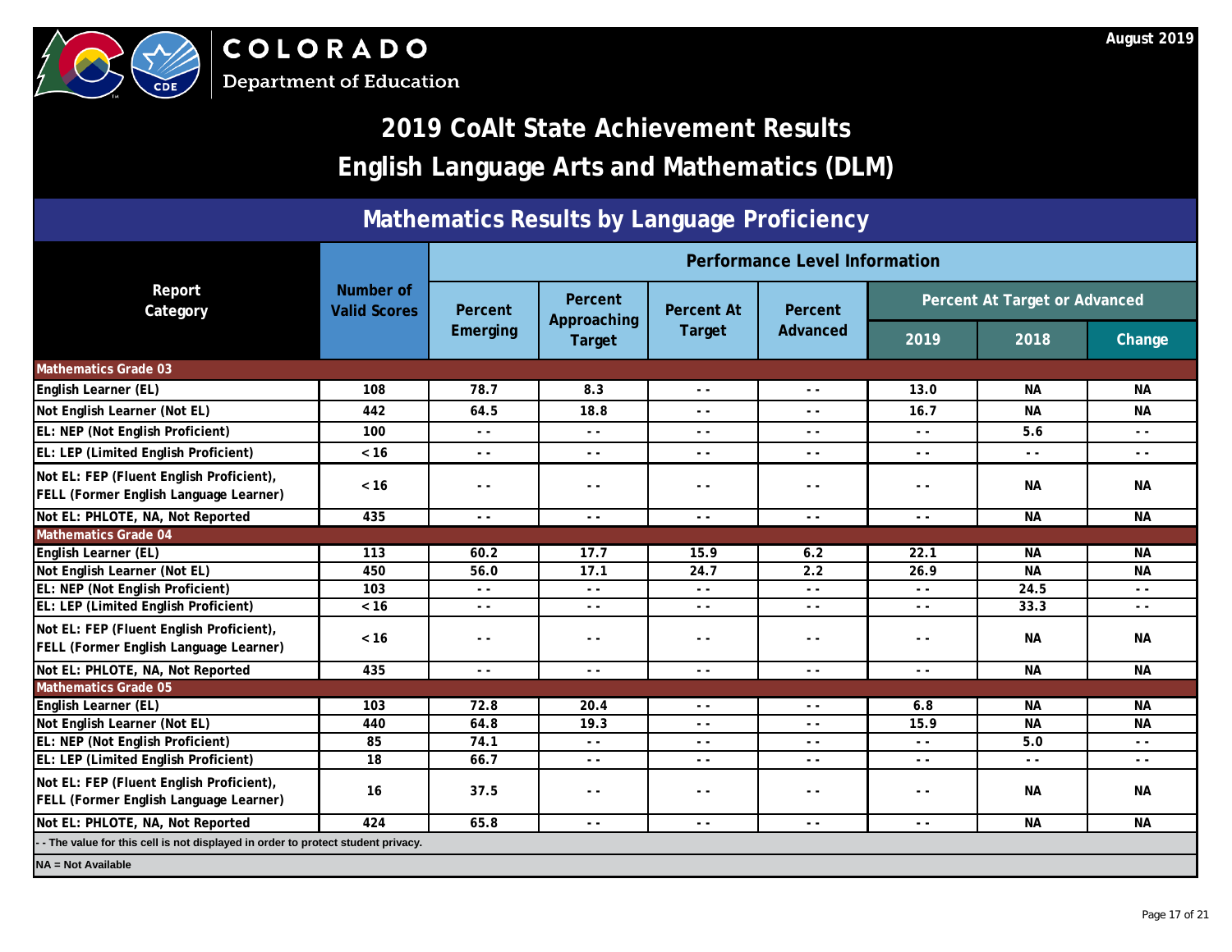COLORADO
Department of Education

August 2019

# 2019 CoAlt State Achievement Results
# English Language Arts and Mathematics (DLM)

## Mathematics Results by Language Proficiency

| Report Category | Number of Valid Scores | Performance Level Information | | | | | | |
|---|---|---|---|---|---|---|---|---|
| | | Percent Emerging | Percent Approaching Target | Percent At Target | Percent Advanced | Percent At Target or Advanced | | |
| | | | | | | 2019 | 2018 | Change |
| **Mathematics Grade 03** | | | | | | | | |
| English Learner (EL) | 108 | 78.7 | 8.3 | - - | - - | 13.0 | NA | NA |
| Not English Learner (Not EL) | 442 | 64.5 | 18.8 | - - | - - | 16.7 | NA | NA |
| EL: NEP (Not English Proficient) | 100 | - - | - - | - - | - - | - - | 5.6 | - - |
| EL: LEP (Limited English Proficient) | < 16 | - - | - - | - - | - - | - - | - - | - - |
| Not EL: FEP (Fluent English Proficient), FELL (Former English Language Learner) | < 16 | - - | - - | - - | - - | - - | NA | NA |
| Not EL: PHLOTE, NA, Not Reported | 435 | - - | - - | - - | - - | - - | NA | NA |
| **Mathematics Grade 04** | | | | | | | | |
| English Learner (EL) | 113 | 60.2 | 17.7 | 15.9 | 6.2 | 22.1 | NA | NA |
| Not English Learner (Not EL) | 450 | 56.0 | 17.1 | 24.7 | 2.2 | 26.9 | NA | NA |
| EL: NEP (Not English Proficient) | 103 | - - | - - | - - | - - | - - | 24.5 | - - |
| EL: LEP (Limited English Proficient) | < 16 | - - | - - | - - | - - | - - | 33.3 | - - |
| Not EL: FEP (Fluent English Proficient), FELL (Former English Language Learner) | < 16 | - - | - - | - - | - - | - - | NA | NA |
| Not EL: PHLOTE, NA, Not Reported | 435 | - - | - - | - - | - - | - - | NA | NA |
| **Mathematics Grade 05** | | | | | | | | |
| English Learner (EL) | 103 | 72.8 | 20.4 | - - | - - | 6.8 | NA | NA |
| Not English Learner (Not EL) | 440 | 64.8 | 19.3 | - - | - - | 15.9 | NA | NA |
| EL: NEP (Not English Proficient) | 85 | 74.1 | - - | - - | - - | - - | 5.0 | - - |
| EL: LEP (Limited English Proficient) | 18 | 66.7 | - - | - - | - - | - - | - - | - - |
| Not EL: FEP (Fluent English Proficient), FELL (Former English Language Learner) | 16 | 37.5 | - - | - - | - - | - - | NA | NA |
| Not EL: PHLOTE, NA, Not Reported | 424 | 65.8 | - - | - - | - - | - - | NA | NA |

- - The value for this cell is not displayed in order to protect student privacy.

NA = Not Available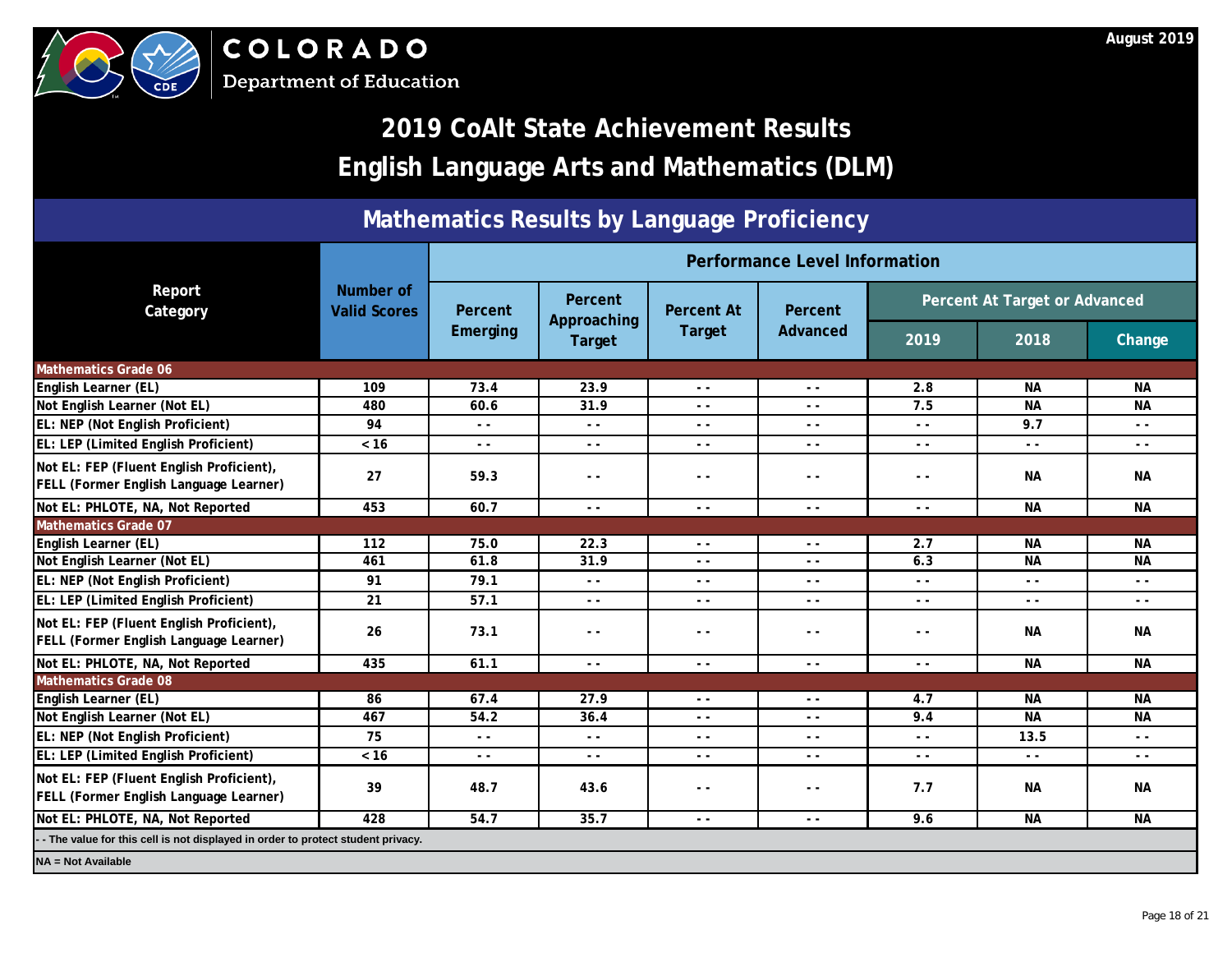COLORADO
Department of Education

August 2019

# 2019 CoAlt State Achievement Results
# English Language Arts and Mathematics (DLM)

## Mathematics Results by Language Proficiency

| Report Category | Number of Valid Scores | Performance Level Information | | | | | | |
|---|---|---|---|---|---|---|---|---|
| | | Percent Emerging | Percent Approaching Target | Percent At Target | Percent Advanced | Percent At Target or Advanced | | |
| | | | | | | 2019 | 2018 | Change |
| **Mathematics Grade 06** | | | | | | | | |
| English Learner (EL) | 109 | 73.4 | 23.9 | - - | - - | 2.8 | NA | NA |
| Not English Learner (Not EL) | 480 | 60.6 | 31.9 | - - | - - | 7.5 | NA | NA |
| EL: NEP (Not English Proficient) | 94 | - - | - - | - - | - - | - - | 9.7 | - - |
| EL: LEP (Limited English Proficient) | < 16 | - - | - - | - - | - - | - - | - - | - - |
| Not EL: FEP (Fluent English Proficient), FELL (Former English Language Learner) | 27 | 59.3 | - - | - - | - - | - - | NA | NA |
| Not EL: PHLOTE, NA, Not Reported | 453 | 60.7 | - - | - - | - - | - - | NA | NA |
| **Mathematics Grade 07** | | | | | | | | |
| English Learner (EL) | 112 | 75.0 | 22.3 | - - | - - | 2.7 | NA | NA |
| Not English Learner (Not EL) | 461 | 61.8 | 31.9 | - - | - - | 6.3 | NA | NA |
| EL: NEP (Not English Proficient) | 91 | 79.1 | - - | - - | - - | - - | - - | - - |
| EL: LEP (Limited English Proficient) | 21 | 57.1 | - - | - - | - - | - - | - - | - - |
| Not EL: FEP (Fluent English Proficient), FELL (Former English Language Learner) | 26 | 73.1 | - - | - - | - - | - - | NA | NA |
| Not EL: PHLOTE, NA, Not Reported | 435 | 61.1 | - - | - - | - - | - - | NA | NA |
| **Mathematics Grade 08** | | | | | | | | |
| English Learner (EL) | 86 | 67.4 | 27.9 | - - | - - | 4.7 | NA | NA |
| Not English Learner (Not EL) | 467 | 54.2 | 36.4 | - - | - - | 9.4 | NA | NA |
| EL: NEP (Not English Proficient) | 75 | - - | - - | - - | - - | - - | 13.5 | - - |
| EL: LEP (Limited English Proficient) | < 16 | - - | - - | - - | - - | - - | - - | - - |
| Not EL: FEP (Fluent English Proficient), FELL (Former English Language Learner) | 39 | 48.7 | 43.6 | - - | - - | 7.7 | NA | NA |
| Not EL: PHLOTE, NA, Not Reported | 428 | 54.7 | 35.7 | - - | - - | 9.6 | NA | NA |

- - The value for this cell is not displayed in order to protect student privacy.

NA = Not Available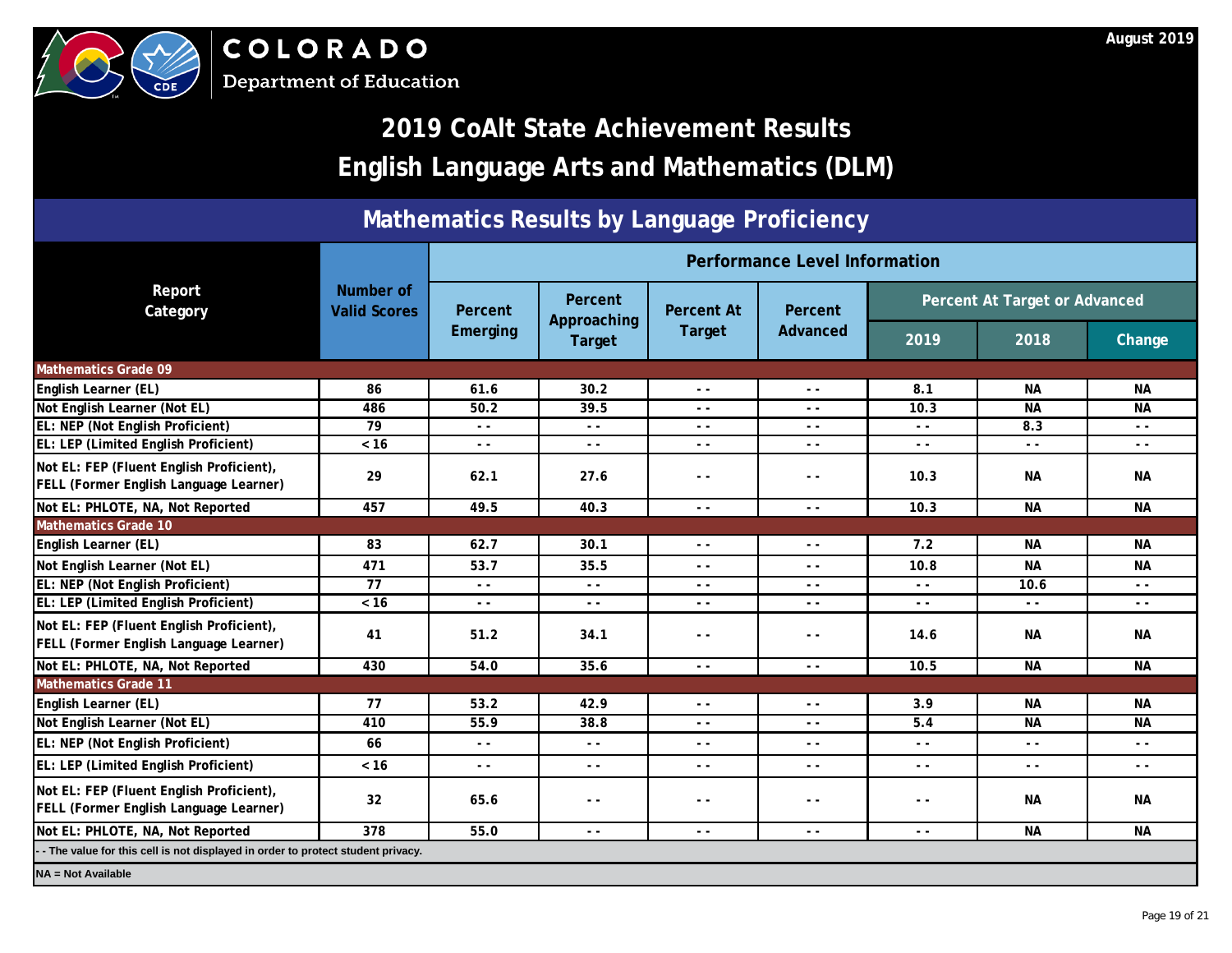# 2019 CoAlt State Achievement Results

# English Language Arts and Mathematics (DLM)

August 2019

## Mathematics Results by Language Proficiency

| Report Category | Number of Valid Scores | Performance Level Information | | | | | | |
|---|---|---|---|---|---|---|---|---|
| | | Percent Emerging | Percent Approaching Target | Percent At Target | Percent Advanced | Percent At Target or Advanced | | |
| | | | | | | 2019 | 2018 | Change |
| **Mathematics Grade 09** | | | | | | | | |
| English Learner (EL) | 86 | 61.6 | 30.2 | - - | - - | 8.1 | NA | NA |
| Not English Learner (Not EL) | 486 | 50.2 | 39.5 | - - | - - | 10.3 | NA | NA |
| EL: NEP (Not English Proficient) | 79 | - - | - - | - - | - - | - - | 8.3 | - - |
| EL: LEP (Limited English Proficient) | < 16 | - - | - - | - - | - - | - - | - - | - - |
| Not EL: FEP (Fluent English Proficient), FELL (Former English Language Learner) | 29 | 62.1 | 27.6 | - - | - - | 10.3 | NA | NA |
| Not EL: PHLOTE, NA, Not Reported | 457 | 49.5 | 40.3 | - - | - - | 10.3 | NA | NA |
| **Mathematics Grade 10** | | | | | | | | |
| English Learner (EL) | 83 | 62.7 | 30.1 | - - | - - | 7.2 | NA | NA |
| Not English Learner (Not EL) | 471 | 53.7 | 35.5 | - - | - - | 10.8 | NA | NA |
| EL: NEP (Not English Proficient) | 77 | - - | - - | - - | - - | - - | 10.6 | - - |
| EL: LEP (Limited English Proficient) | < 16 | - - | - - | - - | - - | - - | - - | - - |
| Not EL: FEP (Fluent English Proficient), FELL (Former English Language Learner) | 41 | 51.2 | 34.1 | - - | - - | 14.6 | NA | NA |
| Not EL: PHLOTE, NA, Not Reported | 430 | 54.0 | 35.6 | - - | - - | 10.5 | NA | NA |
| **Mathematics Grade 11** | | | | | | | | |
| English Learner (EL) | 77 | 53.2 | 42.9 | - - | - - | 3.9 | NA | NA |
| Not English Learner (Not EL) | 410 | 55.9 | 38.8 | - - | - - | 5.4 | NA | NA |
| EL: NEP (Not English Proficient) | 66 | - - | - - | - - | - - | - - | - - | - - |
| EL: LEP (Limited English Proficient) | < 16 | - - | - - | - - | - - | - - | - - | - - |
| Not EL: FEP (Fluent English Proficient), FELL (Former English Language Learner) | 32 | 65.6 | - - | - - | - - | - - | NA | NA |
| Not EL: PHLOTE, NA, Not Reported | 378 | 55.0 | - - | - - | - - | - - | NA | NA |

- - The value for this cell is not displayed in order to protect student privacy.

NA = Not Available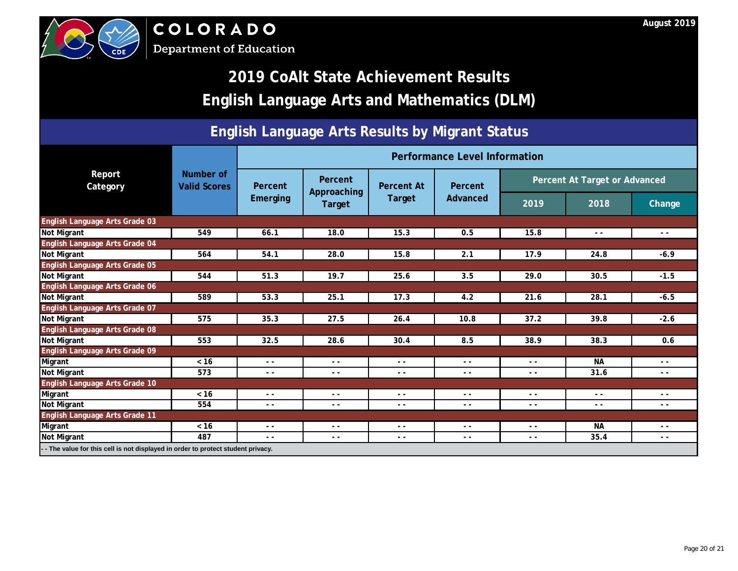COLORADO
Department of Education

August 2019

# 2019 CoAlt State Achievement Results
# English Language Arts and Mathematics (DLM)

## English Language Arts Results by Migrant Status

| Report Category | Number of Valid Scores | Performance Level Information | | | | | | |
|---|---|---|---|---|---|---|---|---|
| | | Percent Emerging | Percent Approaching Target | Percent At Target | Percent Advanced | Percent At Target or Advanced | | |
| | | | | | | 2019 | 2018 | Change |
| **English Language Arts Grade 03** | | | | | | | | |
| Not Migrant | 549 | 66.1 | 18.0 | 15.3 | 0.5 | 15.8 | - - | - - |
| **English Language Arts Grade 04** | | | | | | | | |
| Not Migrant | 564 | 54.1 | 28.0 | 15.8 | 2.1 | 17.9 | 24.8 | -6.9 |
| **English Language Arts Grade 05** | | | | | | | | |
| Not Migrant | 544 | 51.3 | 19.7 | 25.6 | 3.5 | 29.0 | 30.5 | -1.5 |
| **English Language Arts Grade 06** | | | | | | | | |
| Not Migrant | 589 | 53.3 | 25.1 | 17.3 | 4.2 | 21.6 | 28.1 | -6.5 |
| **English Language Arts Grade 07** | | | | | | | | |
| Not Migrant | 575 | 35.3 | 27.5 | 26.4 | 10.8 | 37.2 | 39.8 | -2.6 |
| **English Language Arts Grade 08** | | | | | | | | |
| Not Migrant | 553 | 32.5 | 28.6 | 30.4 | 8.5 | 38.9 | 38.3 | 0.6 |
| **English Language Arts Grade 09** | | | | | | | | |
| Migrant | < 16 | - - | - - | - - | - - | - - | NA | - - |
| Not Migrant | 573 | - - | - - | - - | - - | - - | 31.6 | - - |
| **English Language Arts Grade 10** | | | | | | | | |
| Migrant | < 16 | - - | - - | - - | - - | - - | - - | - - |
| Not Migrant | 554 | - - | - - | - - | - - | - - | - - | - - |
| **English Language Arts Grade 11** | | | | | | | | |
| Migrant | < 16 | - - | - - | - - | - - | - - | NA | - - |
| Not Migrant | 487 | - - | - - | - - | - - | - - | 35.4 | - - |

- - The value for this cell is not displayed in order to protect student privacy.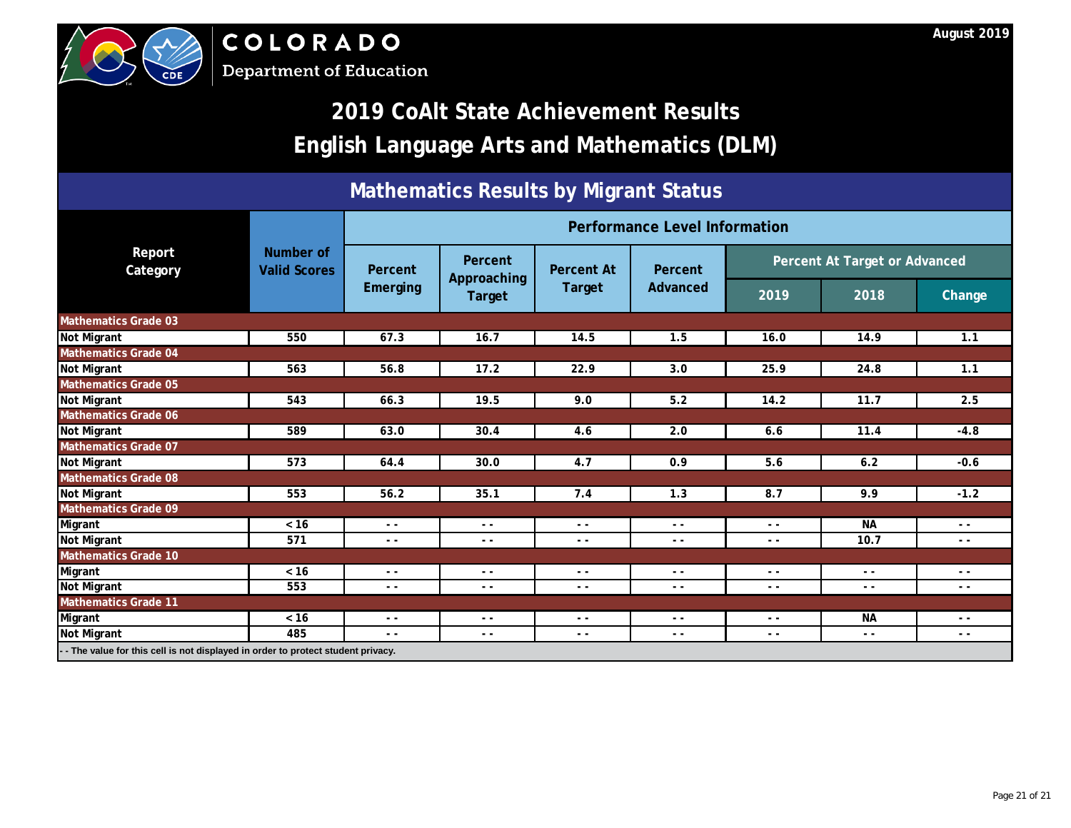COLORADO
Department of Education

August 2019

# 2019 CoAlt State Achievement Results
# English Language Arts and Mathematics (DLM)

## Mathematics Results by Migrant Status

| Report Category | Number of Valid Scores | Performance Level Information | | | | | | |
|---|---|---|---|---|---|---|---|---|
| | | Percent Emerging | Percent Approaching Target | Percent At Target | Percent Advanced | Percent At Target or Advanced | | |
| | | | | | | 2019 | 2018 | Change |
| **Mathematics Grade 03** | | | | | | | | |
| Not Migrant | 550 | 67.3 | 16.7 | 14.5 | 1.5 | 16.0 | 14.9 | 1.1 |
| **Mathematics Grade 04** | | | | | | | | |
| Not Migrant | 563 | 56.8 | 17.2 | 22.9 | 3.0 | 25.9 | 24.8 | 1.1 |
| **Mathematics Grade 05** | | | | | | | | |
| Not Migrant | 543 | 66.3 | 19.5 | 9.0 | 5.2 | 14.2 | 11.7 | 2.5 |
| **Mathematics Grade 06** | | | | | | | | |
| Not Migrant | 589 | 63.0 | 30.4 | 4.6 | 2.0 | 6.6 | 11.4 | -4.8 |
| **Mathematics Grade 07** | | | | | | | | |
| Not Migrant | 573 | 64.4 | 30.0 | 4.7 | 0.9 | 5.6 | 6.2 | -0.6 |
| **Mathematics Grade 08** | | | | | | | | |
| Not Migrant | 553 | 56.2 | 35.1 | 7.4 | 1.3 | 8.7 | 9.9 | -1.2 |
| **Mathematics Grade 09** | | | | | | | | |
| Migrant | < 16 | - - | - - | - - | - - | - - | NA | - - |
| Not Migrant | 571 | - - | - - | - - | - - | - - | 10.7 | - - |
| **Mathematics Grade 10** | | | | | | | | |
| Migrant | < 16 | - - | - - | - - | - - | - - | - - | - - |
| Not Migrant | 553 | - - | - - | - - | - - | - - | - - | - - |
| **Mathematics Grade 11** | | | | | | | | |
| Migrant | < 16 | - - | - - | - - | - - | - - | NA | - - |
| Not Migrant | 485 | - - | - - | - - | - - | - - | - - | - - |

- - The value for this cell is not displayed in order to protect student privacy.